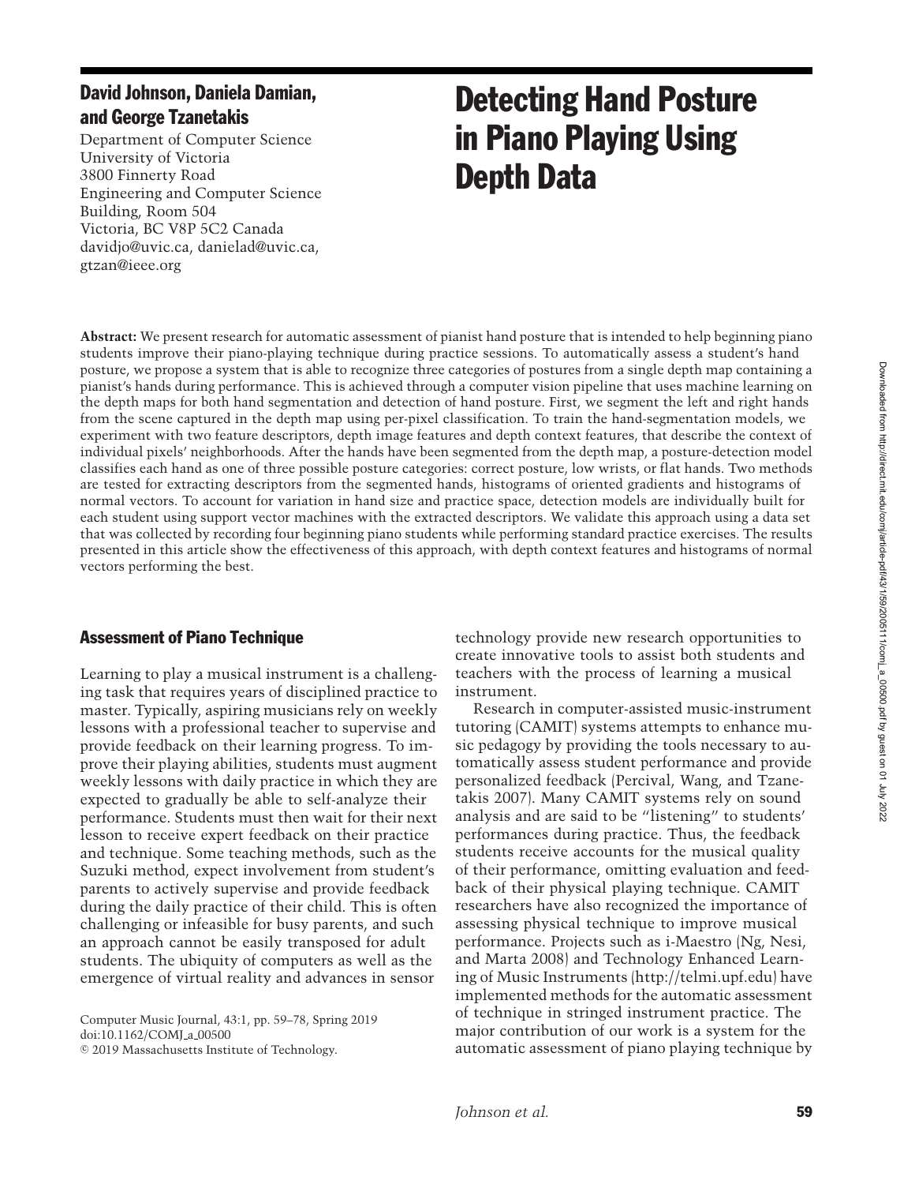# Detecting Hand Posture in Piano Playing Using Depth Data

**David Johnson, Daniela Damian, and George Tzanetakis**

Department of Computer Science
University of Victoria
3800 Finnerty Road
Engineering and Computer Science Building, Room 504
Victoria, BC V8P 5C2 Canada
davidjo@uvic.ca, danielad@uvic.ca, gtzan@ieee.org

**Abstract:** We present research for automatic assessment of pianist hand posture that is intended to help beginning piano students improve their piano-playing technique during practice sessions. To automatically assess a student's hand posture, we propose a system that is able to recognize three categories of postures from a single depth map containing a pianist's hands during performance. This is achieved through a computer vision pipeline that uses machine learning on the depth maps for both hand segmentation and detection of hand posture. First, we segment the left and right hands from the scene captured in the depth map using per-pixel classification. To train the hand-segmentation models, we experiment with two feature descriptors, depth image features and depth context features, that describe the context of individual pixels' neighborhoods. After the hands have been segmented from the depth map, a posture-detection model classifies each hand as one of three possible posture categories: correct posture, low wrists, or flat hands. Two methods are tested for extracting descriptors from the segmented hands, histograms of oriented gradients and histograms of normal vectors. To account for variation in hand size and practice space, detection models are individually built for each student using support vector machines with the extracted descriptors. We validate this approach using a data set that was collected by recording four beginning piano students while performing standard practice exercises. The results presented in this article show the effectiveness of this approach, with depth context features and histograms of normal vectors performing the best.

## Assessment of Piano Technique

Learning to play a musical instrument is a challenging task that requires years of disciplined practice to master. Typically, aspiring musicians rely on weekly lessons with a professional teacher to supervise and provide feedback on their learning progress. To improve their playing abilities, students must augment weekly lessons with daily practice in which they are expected to gradually be able to self-analyze their performance. Students must then wait for their next lesson to receive expert feedback on their practice and technique. Some teaching methods, such as the Suzuki method, expect involvement from student's parents to actively supervise and provide feedback during the daily practice of their child. This is often challenging or infeasible for busy parents, and such an approach cannot be easily transposed for adult students. The ubiquity of computers as well as the emergence of virtual reality and advances in sensor technology provide new research opportunities to create innovative tools to assist both students and teachers with the process of learning a musical instrument.

Research in computer-assisted music-instrument tutoring (CAMIT) systems attempts to enhance music pedagogy by providing the tools necessary to automatically assess student performance and provide personalized feedback (Percival, Wang, and Tzanetakis 2007). Many CAMIT systems rely on sound analysis and are said to be "listening" to students' performances during practice. Thus, the feedback students receive accounts for the musical quality of their performance, omitting evaluation and feedback of their physical playing technique. CAMIT researchers have also recognized the importance of assessing physical technique to improve musical performance. Projects such as i-Maestro (Ng, Nesi, and Marta 2008) and Technology Enhanced Learning of Music Instruments (http://telmi.upf.edu) have implemented methods for the automatic assessment of technique in stringed instrument practice. The major contribution of our work is a system for the automatic assessment of piano playing technique by

Computer Music Journal, 43:1, pp. 59–78, Spring 2019
doi:10.1162/COMJ_a_00500
© 2019 Massachusetts Institute of Technology.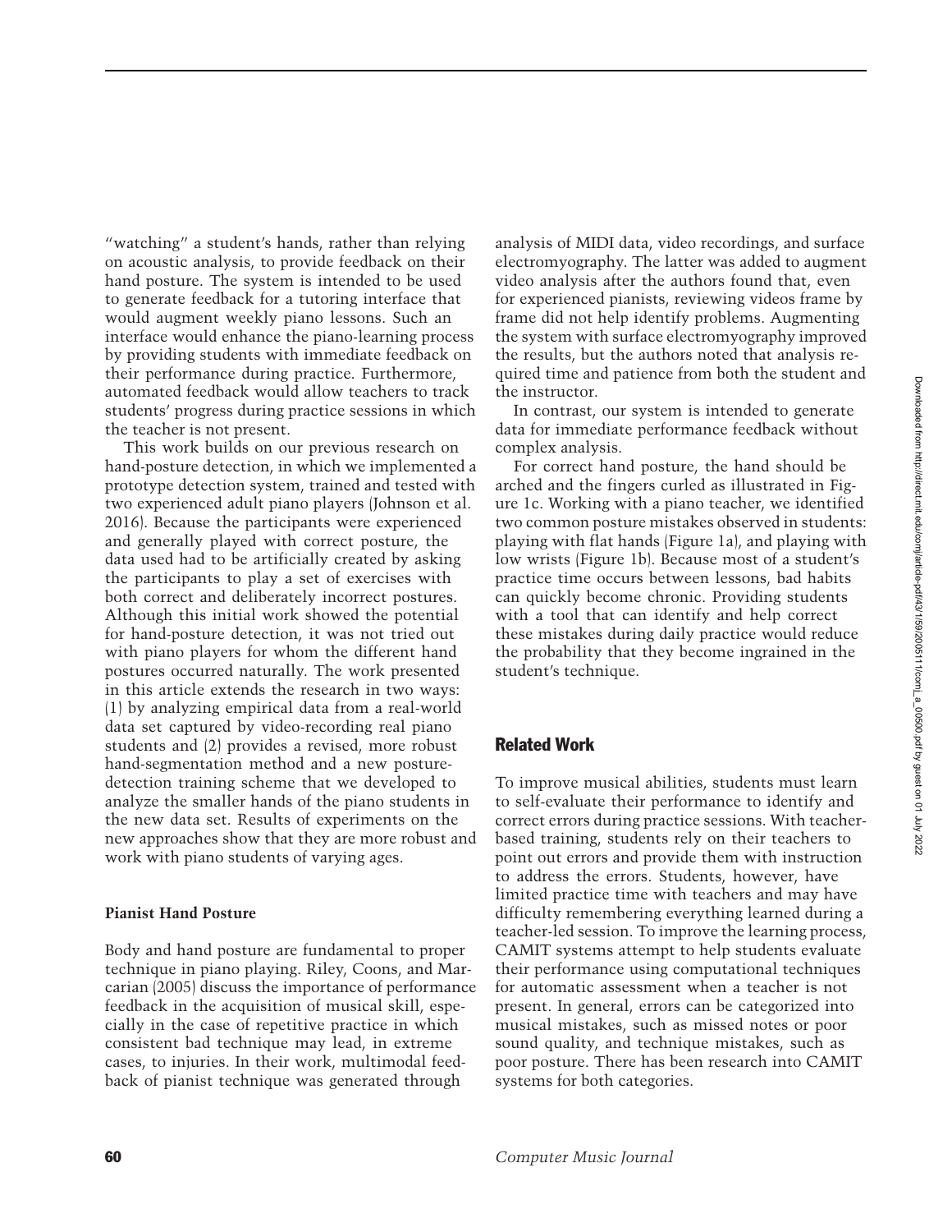"watching" a student's hands, rather than relying on acoustic analysis, to provide feedback on their hand posture. The system is intended to be used to generate feedback for a tutoring interface that would augment weekly piano lessons. Such an interface would enhance the piano-learning process by providing students with immediate feedback on their performance during practice. Furthermore, automated feedback would allow teachers to track students' progress during practice sessions in which the teacher is not present.

This work builds on our previous research on hand-posture detection, in which we implemented a prototype detection system, trained and tested with two experienced adult piano players (Johnson et al. 2016). Because the participants were experienced and generally played with correct posture, the data used had to be artificially created by asking the participants to play a set of exercises with both correct and deliberately incorrect postures. Although this initial work showed the potential for hand-posture detection, it was not tried out with piano players for whom the different hand postures occurred naturally. The work presented in this article extends the research in two ways: (1) by analyzing empirical data from a real-world data set captured by video-recording real piano students and (2) provides a revised, more robust hand-segmentation method and a new posture-detection training scheme that we developed to analyze the smaller hands of the piano students in the new data set. Results of experiments on the new approaches show that they are more robust and work with piano students of varying ages.

### Pianist Hand Posture

Body and hand posture are fundamental to proper technique in piano playing. Riley, Coons, and Marcarian (2005) discuss the importance of performance feedback in the acquisition of musical skill, especially in the case of repetitive practice in which consistent bad technique may lead, in extreme cases, to injuries. In their work, multimodal feedback of pianist technique was generated through analysis of MIDI data, video recordings, and surface electromyography. The latter was added to augment video analysis after the authors found that, even for experienced pianists, reviewing videos frame by frame did not help identify problems. Augmenting the system with surface electromyography improved the results, but the authors noted that analysis required time and patience from both the student and the instructor.

In contrast, our system is intended to generate data for immediate performance feedback without complex analysis.

For correct hand posture, the hand should be arched and the fingers curled as illustrated in Figure 1c. Working with a piano teacher, we identified two common posture mistakes observed in students: playing with flat hands (Figure 1a), and playing with low wrists (Figure 1b). Because most of a student's practice time occurs between lessons, bad habits can quickly become chronic. Providing students with a tool that can identify and help correct these mistakes during daily practice would reduce the probability that they become ingrained in the student's technique.

## Related Work

To improve musical abilities, students must learn to self-evaluate their performance to identify and correct errors during practice sessions. With teacher-based training, students rely on their teachers to point out errors and provide them with instruction to address the errors. Students, however, have limited practice time with teachers and may have difficulty remembering everything learned during a teacher-led session. To improve the learning process, CAMIT systems attempt to help students evaluate their performance using computational techniques for automatic assessment when a teacher is not present. In general, errors can be categorized into musical mistakes, such as missed notes or poor sound quality, and technique mistakes, such as poor posture. There has been research into CAMIT systems for both categories.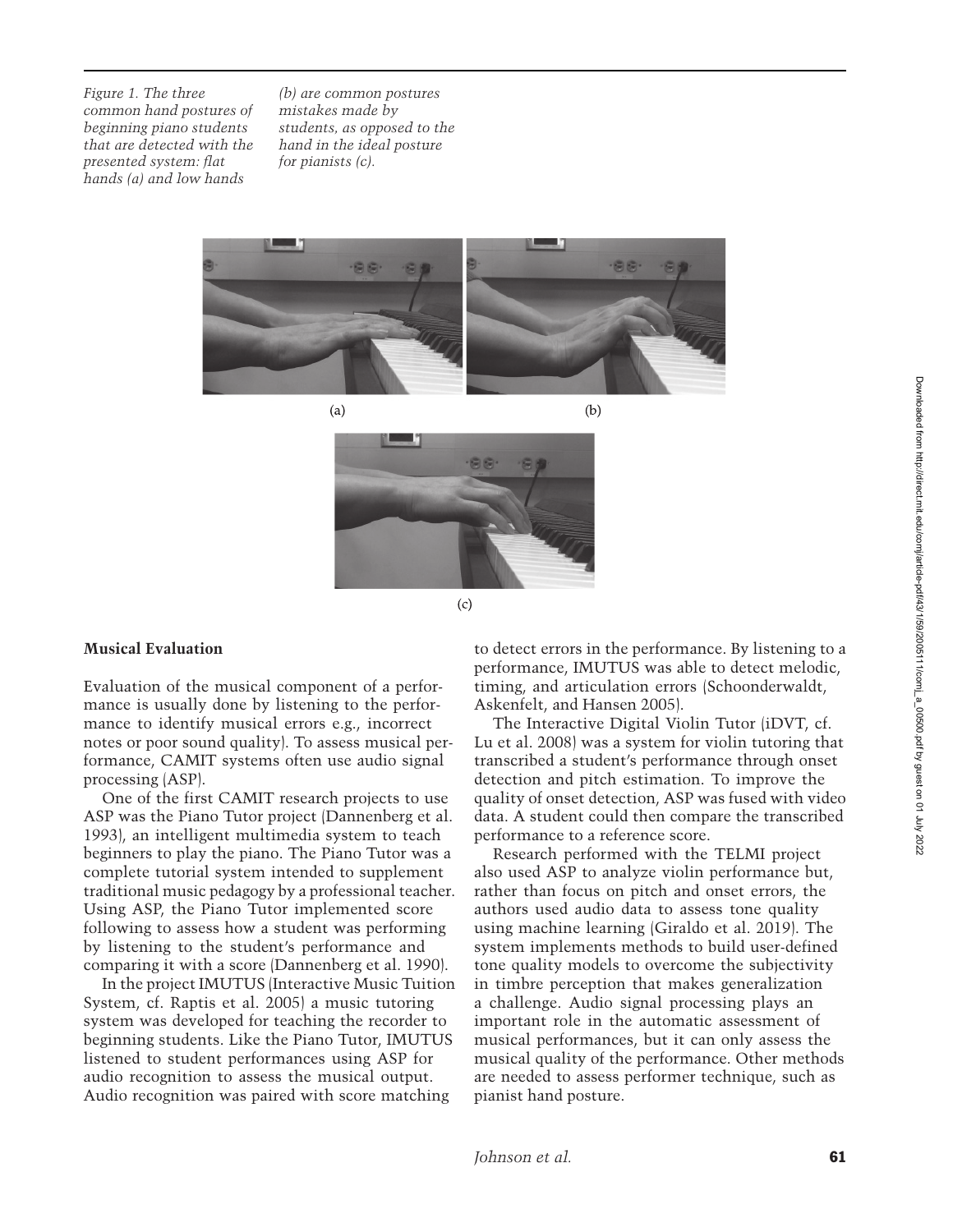Figure 1. The three common hand postures of beginning piano students that are detected with the presented system: flat hands (a) and low hands (b) are common postures mistakes made by students, as opposed to the hand in the ideal posture for pianists (c).

## Musical Evaluation

Evaluation of the musical component of a performance is usually done by listening to the performance to identify musical errors e.g., incorrect notes or poor sound quality). To assess musical performance, CAMIT systems often use audio signal processing (ASP).

One of the first CAMIT research projects to use ASP was the Piano Tutor project (Dannenberg et al. 1993), an intelligent multimedia system to teach beginners to play the piano. The Piano Tutor was a complete tutorial system intended to supplement traditional music pedagogy by a professional teacher. Using ASP, the Piano Tutor implemented score following to assess how a student was performing by listening to the student's performance and comparing it with a score (Dannenberg et al. 1990).

In the project IMUTUS (Interactive Music Tuition System, cf. Raptis et al. 2005) a music tutoring system was developed for teaching the recorder to beginning students. Like the Piano Tutor, IMUTUS listened to student performances using ASP for audio recognition to assess the musical output. Audio recognition was paired with score matching to detect errors in the performance. By listening to a performance, IMUTUS was able to detect melodic, timing, and articulation errors (Schoonderwaldt, Askenfelt, and Hansen 2005).

The Interactive Digital Violin Tutor (iDVT, cf. Lu et al. 2008) was a system for violin tutoring that transcribed a student's performance through onset detection and pitch estimation. To improve the quality of onset detection, ASP was fused with video data. A student could then compare the transcribed performance to a reference score.

Research performed with the TELMI project also used ASP to analyze violin performance but, rather than focus on pitch and onset errors, the authors used audio data to assess tone quality using machine learning (Giraldo et al. 2019). The system implements methods to build user-defined tone quality models to overcome the subjectivity in timbre perception that makes generalization a challenge. Audio signal processing plays an important role in the automatic assessment of musical performances, but it can only assess the musical quality of the performance. Other methods are needed to assess performer technique, such as pianist hand posture.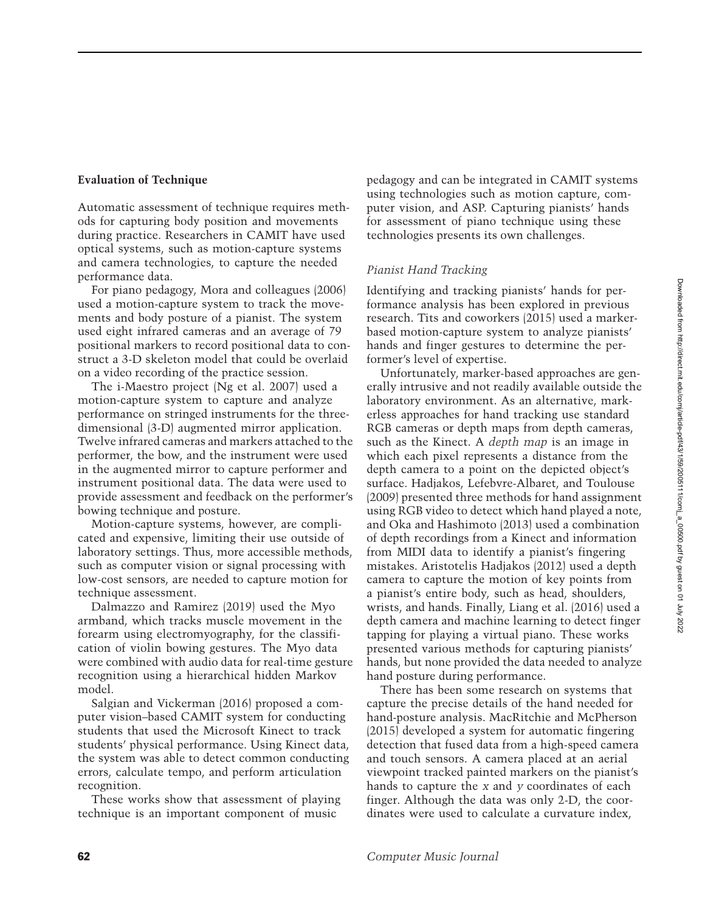### Evaluation of Technique

Automatic assessment of technique requires methods for capturing body position and movements during practice. Researchers in CAMIT have used optical systems, such as motion-capture systems and camera technologies, to capture the needed performance data.

For piano pedagogy, Mora and colleagues (2006) used a motion-capture system to track the movements and body posture of a pianist. The system used eight infrared cameras and an average of 79 positional markers to record positional data to construct a 3-D skeleton model that could be overlaid on a video recording of the practice session.

The i-Maestro project (Ng et al. 2007) used a motion-capture system to capture and analyze performance on stringed instruments for the three-dimensional (3-D) augmented mirror application. Twelve infrared cameras and markers attached to the performer, the bow, and the instrument were used in the augmented mirror to capture performer and instrument positional data. The data were used to provide assessment and feedback on the performer's bowing technique and posture.

Motion-capture systems, however, are complicated and expensive, limiting their use outside of laboratory settings. Thus, more accessible methods, such as computer vision or signal processing with low-cost sensors, are needed to capture motion for technique assessment.

Dalmazzo and Ramirez (2019) used the Myo armband, which tracks muscle movement in the forearm using electromyography, for the classification of violin bowing gestures. The Myo data were combined with audio data for real-time gesture recognition using a hierarchical hidden Markov model.

Salgian and Vickerman (2016) proposed a computer vision–based CAMIT system for conducting students that used the Microsoft Kinect to track students' physical performance. Using Kinect data, the system was able to detect common conducting errors, calculate tempo, and perform articulation recognition.

These works show that assessment of playing technique is an important component of music pedagogy and can be integrated in CAMIT systems using technologies such as motion capture, computer vision, and ASP. Capturing pianists' hands for assessment of piano technique using these technologies presents its own challenges.

#### *Pianist Hand Tracking*

Identifying and tracking pianists' hands for performance analysis has been explored in previous research. Tits and coworkers (2015) used a marker-based motion-capture system to analyze pianists' hands and finger gestures to determine the performer's level of expertise.

Unfortunately, marker-based approaches are generally intrusive and not readily available outside the laboratory environment. As an alternative, markerless approaches for hand tracking use standard RGB cameras or depth maps from depth cameras, such as the Kinect. A *depth map* is an image in which each pixel represents a distance from the depth camera to a point on the depicted object's surface. Hadjakos, Lefebvre-Albaret, and Toulouse (2009) presented three methods for hand assignment using RGB video to detect which hand played a note, and Oka and Hashimoto (2013) used a combination of depth recordings from a Kinect and information from MIDI data to identify a pianist's fingering mistakes. Aristotelis Hadjakos (2012) used a depth camera to capture the motion of key points from a pianist's entire body, such as head, shoulders, wrists, and hands. Finally, Liang et al. (2016) used a depth camera and machine learning to detect finger tapping for playing a virtual piano. These works presented various methods for capturing pianists' hands, but none provided the data needed to analyze hand posture during performance.

There has been some research on systems that capture the precise details of the hand needed for hand-posture analysis. MacRitchie and McPherson (2015) developed a system for automatic fingering detection that fused data from a high-speed camera and touch sensors. A camera placed at an aerial viewpoint tracked painted markers on the pianist's hands to capture the $x$ and $y$ coordinates of each finger. Although the data was only 2-D, the coordinates were used to calculate a curvature index,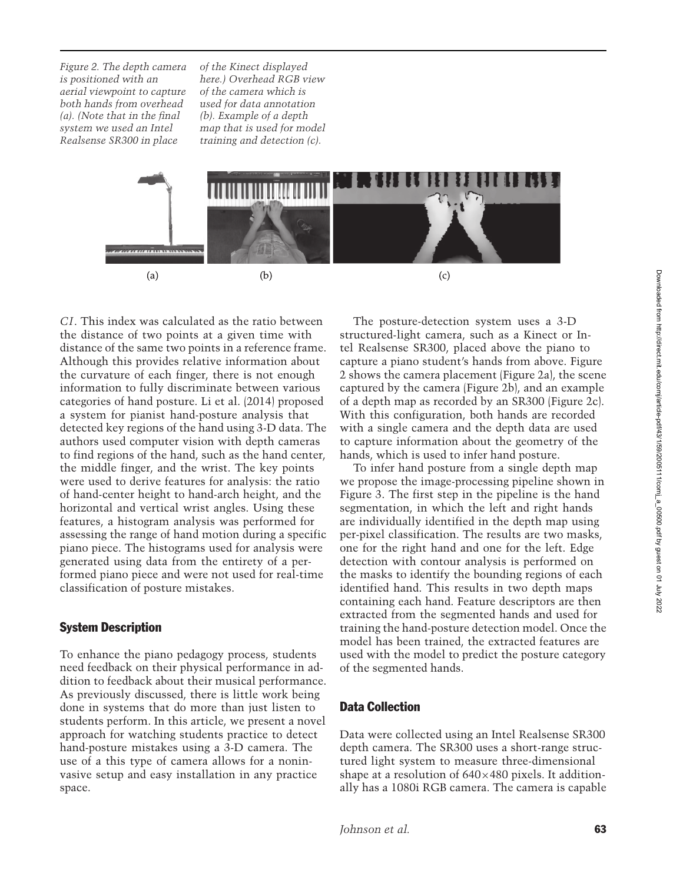*Figure 2. The depth camera is positioned with an aerial viewpoint to capture both hands from overhead (a). (Note that in the final system we used an Intel Realsense SR300 in place of the Kinect displayed here.) Overhead RGB view of the camera which is used for data annotation (b). Example of a depth map that is used for model training and detection (c).*

*CI*. This index was calculated as the ratio between the distance of two points at a given time with distance of the same two points in a reference frame. Although this provides relative information about the curvature of each finger, there is not enough information to fully discriminate between various categories of hand posture. Li et al. (2014) proposed a system for pianist hand-posture analysis that detected key regions of the hand using 3-D data. The authors used computer vision with depth cameras to find regions of the hand, such as the hand center, the middle finger, and the wrist. The key points were used to derive features for analysis: the ratio of hand-center height to hand-arch height, and the horizontal and vertical wrist angles. Using these features, a histogram analysis was performed for assessing the range of hand motion during a specific piano piece. The histograms used for analysis were generated using data from the entirety of a performed piano piece and were not used for real-time classification of posture mistakes.

## System Description

To enhance the piano pedagogy process, students need feedback on their physical performance in addition to feedback about their musical performance. As previously discussed, there is little work being done in systems that do more than just listen to students perform. In this article, we present a novel approach for watching students practice to detect hand-posture mistakes using a 3-D camera. The use of a this type of camera allows for a noninvasive setup and easy installation in any practice space.

The posture-detection system uses a 3-D structured-light camera, such as a Kinect or Intel Realsense SR300, placed above the piano to capture a piano student's hands from above. Figure 2 shows the camera placement (Figure 2a), the scene captured by the camera (Figure 2b), and an example of a depth map as recorded by an SR300 (Figure 2c). With this configuration, both hands are recorded with a single camera and the depth data are used to capture information about the geometry of the hands, which is used to infer hand posture.

To infer hand posture from a single depth map we propose the image-processing pipeline shown in Figure 3. The first step in the pipeline is the hand segmentation, in which the left and right hands are individually identified in the depth map using per-pixel classification. The results are two masks, one for the right hand and one for the left. Edge detection with contour analysis is performed on the masks to identify the bounding regions of each identified hand. This results in two depth maps containing each hand. Feature descriptors are then extracted from the segmented hands and used for training the hand-posture detection model. Once the model has been trained, the extracted features are used with the model to predict the posture category of the segmented hands.

## Data Collection

Data were collected using an Intel Realsense SR300 depth camera. The SR300 uses a short-range structured light system to measure three-dimensional shape at a resolution of $640 \times 480$ pixels. It additionally has a 1080i RGB camera. The camera is capable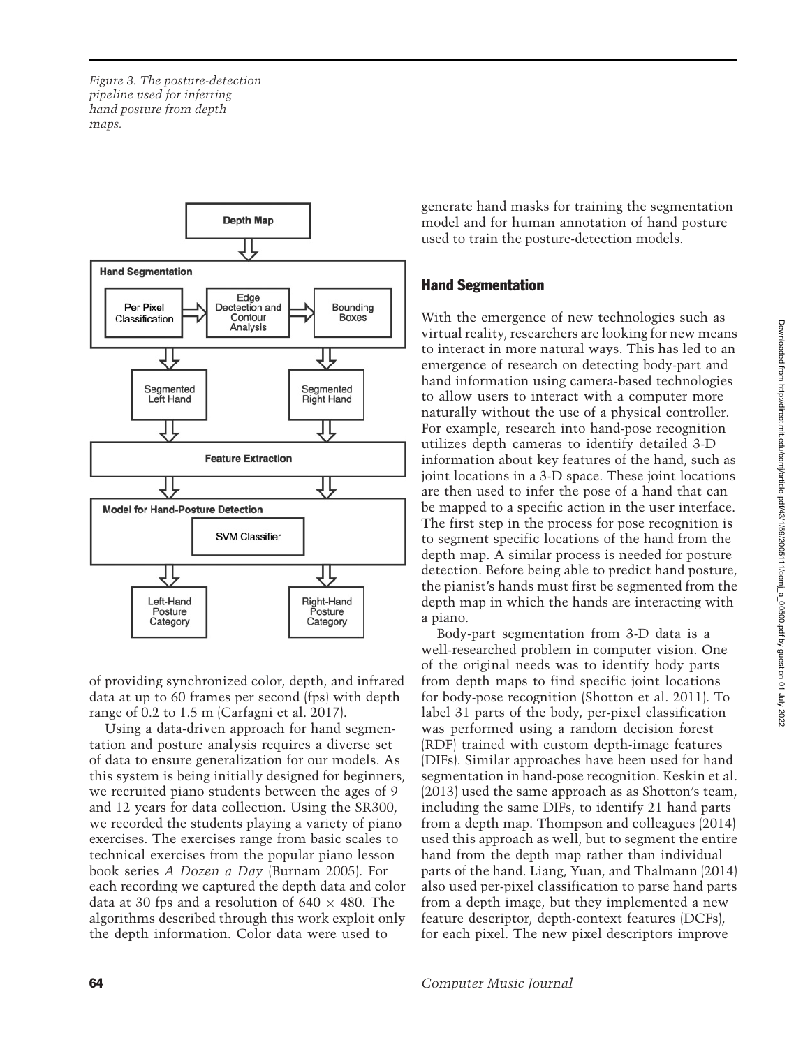Figure 3. The posture-detection pipeline used for inferring hand posture from depth maps.

of providing synchronized color, depth, and infrared data at up to 60 frames per second (fps) with depth range of 0.2 to 1.5 m (Carfagni et al. 2017).

Using a data-driven approach for hand segmentation and posture analysis requires a diverse set of data to ensure generalization for our models. As this system is being initially designed for beginners, we recruited piano students between the ages of 9 and 12 years for data collection. Using the SR300, we recorded the students playing a variety of piano exercises. The exercises range from basic scales to technical exercises from the popular piano lesson book series *A Dozen a Day* (Burnam 2005). For each recording we captured the depth data and color data at 30 fps and a resolution of $640 \times 480$. The algorithms described through this work exploit only the depth information. Color data were used to generate hand masks for training the segmentation model and for human annotation of hand posture used to train the posture-detection models.

## Hand Segmentation

With the emergence of new technologies such as virtual reality, researchers are looking for new means to interact in more natural ways. This has led to an emergence of research on detecting body-part and hand information using camera-based technologies to allow users to interact with a computer more naturally without the use of a physical controller. For example, research into hand-pose recognition utilizes depth cameras to identify detailed 3-D information about key features of the hand, such as joint locations in a 3-D space. These joint locations are then used to infer the pose of a hand that can be mapped to a specific action in the user interface. The first step in the process for pose recognition is to segment specific locations of the hand from the depth map. A similar process is needed for posture detection. Before being able to predict hand posture, the pianist's hands must first be segmented from the depth map in which the hands are interacting with a piano.

Body-part segmentation from 3-D data is a well-researched problem in computer vision. One of the original needs was to identify body parts from depth maps to find specific joint locations for body-pose recognition (Shotton et al. 2011). To label 31 parts of the body, per-pixel classification was performed using a random decision forest (RDF) trained with custom depth-image features (DIFs). Similar approaches have been used for hand segmentation in hand-pose recognition. Keskin et al. (2013) used the same approach as as Shotton's team, including the same DIFs, to identify 21 hand parts from a depth map. Thompson and colleagues (2014) used this approach as well, but to segment the entire hand from the depth map rather than individual parts of the hand. Liang, Yuan, and Thalmann (2014) also used per-pixel classification to parse hand parts from a depth image, but they implemented a new feature descriptor, depth-context features (DCFs), for each pixel. The new pixel descriptors improve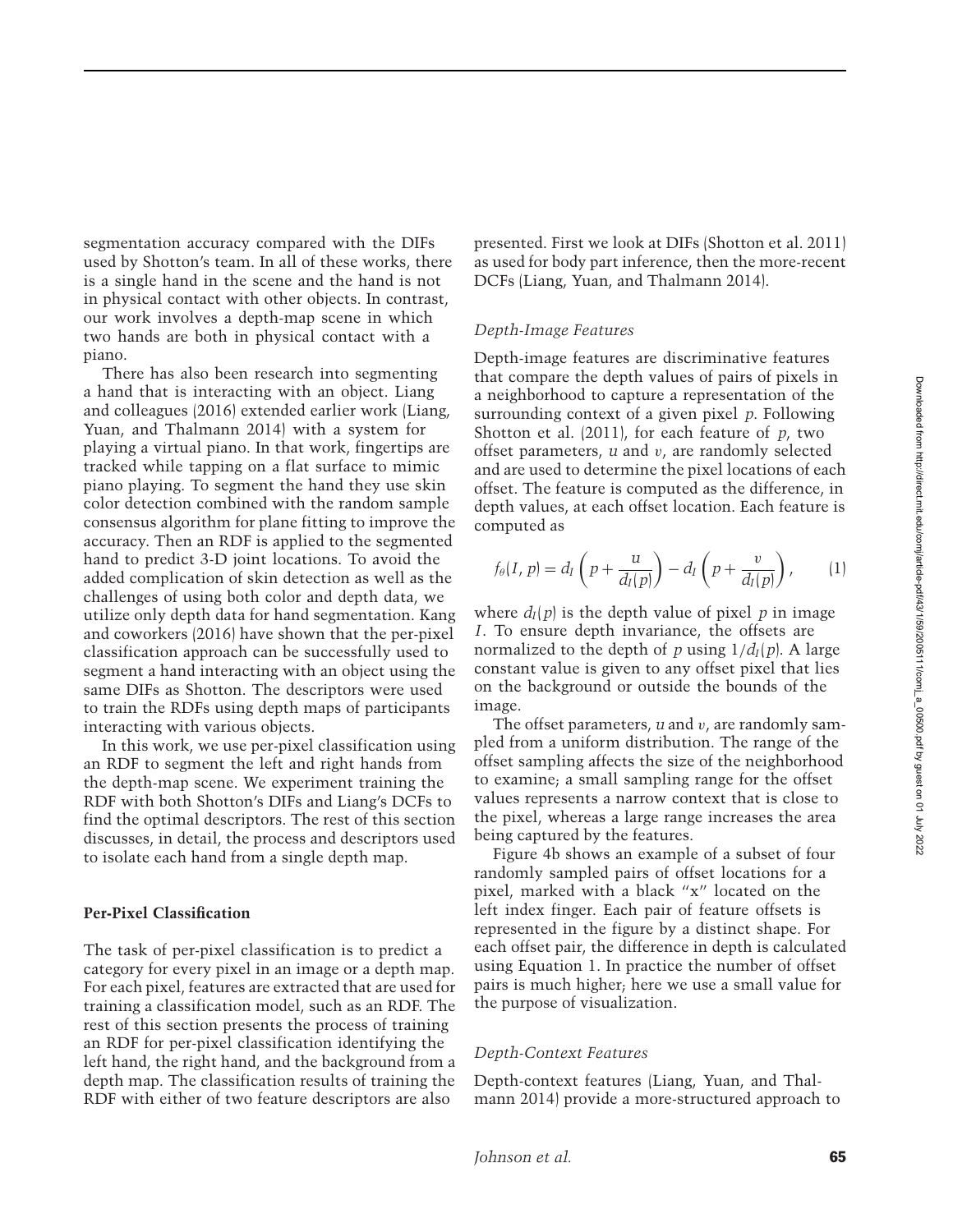segmentation accuracy compared with the DIFs used by Shotton's team. In all of these works, there is a single hand in the scene and the hand is not in physical contact with other objects. In contrast, our work involves a depth-map scene in which two hands are both in physical contact with a piano.

There has also been research into segmenting a hand that is interacting with an object. Liang and colleagues (2016) extended earlier work (Liang, Yuan, and Thalmann 2014) with a system for playing a virtual piano. In that work, fingertips are tracked while tapping on a flat surface to mimic piano playing. To segment the hand they use skin color detection combined with the random sample consensus algorithm for plane fitting to improve the accuracy. Then an RDF is applied to the segmented hand to predict 3-D joint locations. To avoid the added complication of skin detection as well as the challenges of using both color and depth data, we utilize only depth data for hand segmentation. Kang and coworkers (2016) have shown that the per-pixel classification approach can be successfully used to segment a hand interacting with an object using the same DIFs as Shotton. The descriptors were used to train the RDFs using depth maps of participants interacting with various objects.

In this work, we use per-pixel classification using an RDF to segment the left and right hands from the depth-map scene. We experiment training the RDF with both Shotton's DIFs and Liang's DCFs to find the optimal descriptors. The rest of this section discusses, in detail, the process and descriptors used to isolate each hand from a single depth map.

### Per-Pixel Classification

The task of per-pixel classification is to predict a category for every pixel in an image or a depth map. For each pixel, features are extracted that are used for training a classification model, such as an RDF. The rest of this section presents the process of training an RDF for per-pixel classification identifying the left hand, the right hand, and the background from a depth map. The classification results of training the RDF with either of two feature descriptors are also presented. First we look at DIFs (Shotton et al. 2011) as used for body part inference, then the more-recent DCFs (Liang, Yuan, and Thalmann 2014).

#### *Depth-Image Features*

Depth-image features are discriminative features that compare the depth values of pairs of pixels in a neighborhood to capture a representation of the surrounding context of a given pixel $p$. Following Shotton et al. (2011), for each feature of $p$, two offset parameters, $u$ and $v$, are randomly selected and are used to determine the pixel locations of each offset. The feature is computed as the difference, in depth values, at each offset location. Each feature is computed as

$$f_\theta(I, p) = d_I\left(p + \frac{u}{d_I(p)}\right) - d_I\left(p + \frac{v}{d_I(p)}\right), \qquad (1)$$

where $d_I(p)$ is the depth value of pixel $p$ in image $I$. To ensure depth invariance, the offsets are normalized to the depth of $p$ using $1/d_I(p)$. A large constant value is given to any offset pixel that lies on the background or outside the bounds of the image.

The offset parameters, $u$ and $v$, are randomly sampled from a uniform distribution. The range of the offset sampling affects the size of the neighborhood to examine; a small sampling range for the offset values represents a narrow context that is close to the pixel, whereas a large range increases the area being captured by the features.

Figure 4b shows an example of a subset of four randomly sampled pairs of offset locations for a pixel, marked with a black "x" located on the left index finger. Each pair of feature offsets is represented in the figure by a distinct shape. For each offset pair, the difference in depth is calculated using Equation 1. In practice the number of offset pairs is much higher; here we use a small value for the purpose of visualization.

#### *Depth-Context Features*

Depth-context features (Liang, Yuan, and Thalmann 2014) provide a more-structured approach to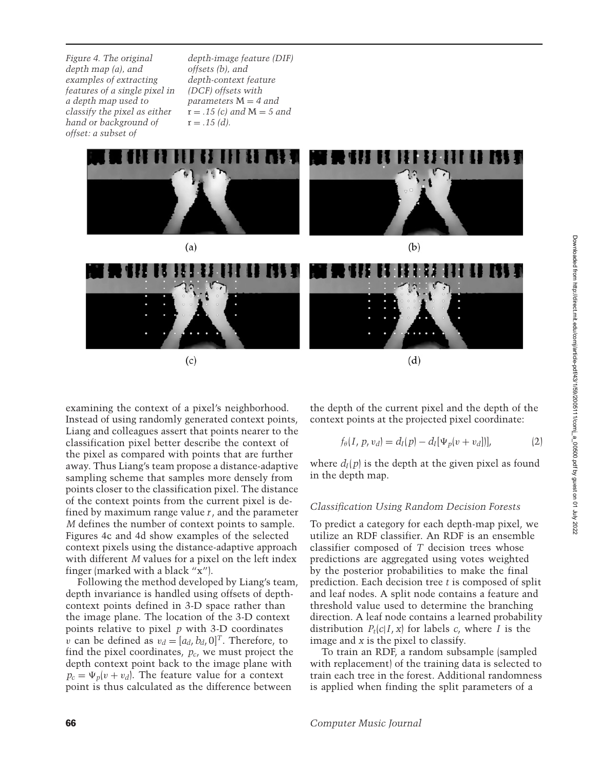Figure 4. The original depth map (a), and examples of extracting features of a single pixel in a depth map used to classify the pixel as either hand or background of offset: a subset of depth-image feature (DIF) offsets (b), and depth-context feature (DCF) offsets with parameters $M = 4$ and $r = .15$ (c) and $M = 5$ and $r = .15$ (d).

(a)

(b)

(c)

(d)

examining the context of a pixel's neighborhood. Instead of using randomly generated context points, Liang and colleagues assert that points nearer to the classification pixel better describe the context of the pixel as compared with points that are further away. Thus Liang's team propose a distance-adaptive sampling scheme that samples more densely from points closer to the classification pixel. The distance of the context points from the current pixel is defined by maximum range value $r$, and the parameter $M$ defines the number of context points to sample. Figures 4c and 4d show examples of the selected context pixels using the distance-adaptive approach with different $M$ values for a pixel on the left index finger (marked with a black "x").

Following the method developed by Liang's team, depth invariance is handled using offsets of depth-context points defined in 3-D space rather than the image plane. The location of the 3-D context points relative to pixel $p$ with 3-D coordinates $v$ can be defined as $v_d = [a_d, b_d, 0]^T$. Therefore, to find the pixel coordinates, $p_c$, we must project the depth context point back to the image plane with $p_c = \Psi_p(v + v_d)$. The feature value for a context point is thus calculated as the difference between the depth of the current pixel and the depth of the context points at the projected pixel coordinate:

$$f_\theta(I, p, v_d) = d_I(p) - d_I[\Psi_p(v + v_d)], \tag{2}$$

where $d_I(p)$ is the depth at the given pixel as found in the depth map.

### Classification Using Random Decision Forests

To predict a category for each depth-map pixel, we utilize an RDF classifier. An RDF is an ensemble classifier composed of $T$ decision trees whose predictions are aggregated using votes weighted by the posterior probabilities to make the final prediction. Each decision tree $t$ is composed of split and leaf nodes. A split node contains a feature and threshold value used to determine the branching direction. A leaf node contains a learned probability distribution $P_t(c|I, x)$ for labels $c$, where $I$ is the image and $x$ is the pixel to classify.

To train an RDF, a random subsample (sampled with replacement) of the training data is selected to train each tree in the forest. Additional randomness is applied when finding the split parameters of a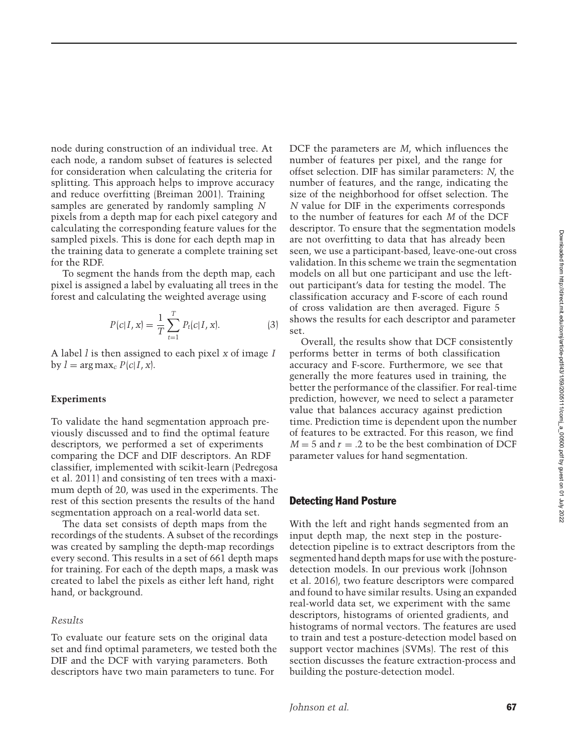node during construction of an individual tree. At each node, a random subset of features is selected for consideration when calculating the criteria for splitting. This approach helps to improve accuracy and reduce overfitting (Breiman 2001). Training samples are generated by randomly sampling $N$ pixels from a depth map for each pixel category and calculating the corresponding feature values for the sampled pixels. This is done for each depth map in the training data to generate a complete training set for the RDF.

To segment the hands from the depth map, each pixel is assigned a label by evaluating all trees in the forest and calculating the weighted average using

$$P(c|I, x) = \frac{1}{T} \sum_{t=1}^{T} P_t(c|I, x). \tag{3}$$

A label $l$ is then assigned to each pixel $x$ of image $I$ by $l = \arg\max_c P(c|I, x)$.

### Experiments

To validate the hand segmentation approach previously discussed and to find the optimal feature descriptors, we performed a set of experiments comparing the DCF and DIF descriptors. An RDF classifier, implemented with scikit-learn (Pedregosa et al. 2011) and consisting of ten trees with a maximum depth of 20, was used in the experiments. The rest of this section presents the results of the hand segmentation approach on a real-world data set.

The data set consists of depth maps from the recordings of the students. A subset of the recordings was created by sampling the depth-map recordings every second. This results in a set of 661 depth maps for training. For each of the depth maps, a mask was created to label the pixels as either left hand, right hand, or background.

#### *Results*

To evaluate our feature sets on the original data set and find optimal parameters, we tested both the DIF and the DCF with varying parameters. Both descriptors have two main parameters to tune. For DCF the parameters are $M$, which influences the number of features per pixel, and the range for offset selection. DIF has similar parameters: $N$, the number of features, and the range, indicating the size of the neighborhood for offset selection. The $N$ value for DIF in the experiments corresponds to the number of features for each $M$ of the DCF descriptor. To ensure that the segmentation models are not overfitting to data that has already been seen, we use a participant-based, leave-one-out cross validation. In this scheme we train the segmentation models on all but one participant and use the left-out participant's data for testing the model. The classification accuracy and F-score of each round of cross validation are then averaged. Figure 5 shows the results for each descriptor and parameter set.

Overall, the results show that DCF consistently performs better in terms of both classification accuracy and F-score. Furthermore, we see that generally the more features used in training, the better the performance of the classifier. For real-time prediction, however, we need to select a parameter value that balances accuracy against prediction time. Prediction time is dependent upon the number of features to be extracted. For this reason, we find $M = 5$ and $r = .2$ to be the best combination of DCF parameter values for hand segmentation.

## Detecting Hand Posture

With the left and right hands segmented from an input depth map, the next step in the posture-detection pipeline is to extract descriptors from the segmented hand depth maps for use with the posture-detection models. In our previous work (Johnson et al. 2016), two feature descriptors were compared and found to have similar results. Using an expanded real-world data set, we experiment with the same descriptors, histograms of oriented gradients, and histograms of normal vectors. The features are used to train and test a posture-detection model based on support vector machines (SVMs). The rest of this section discusses the feature extraction-process and building the posture-detection model.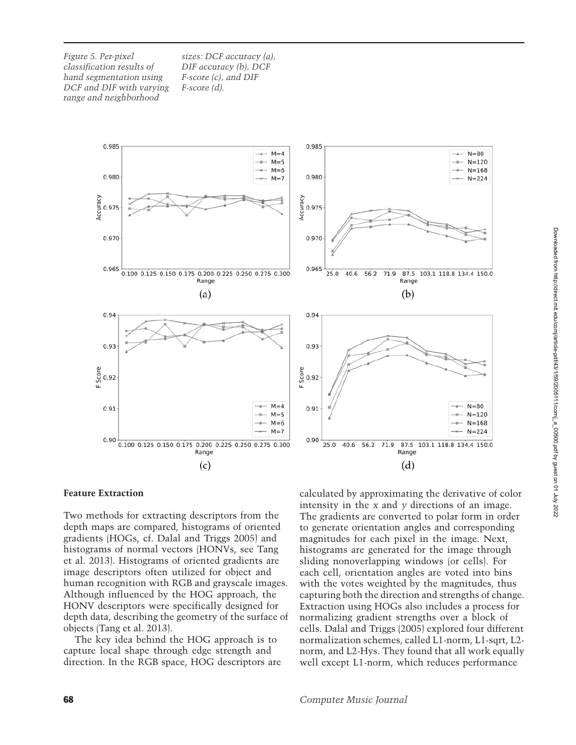*Figure 5. Per-pixel classification results of hand segmentation using DCF and DIF with varying range and neighborhood sizes: DCF accuracy (a), DIF accuracy (b), DCF F-score (c), and DIF F-score (d).*

### Feature Extraction

Two methods for extracting descriptors from the depth maps are compared, histograms of oriented gradients (HOGs, cf. Dalal and Triggs 2005) and histograms of normal vectors (HONVs, see Tang et al. 2013). Histograms of oriented gradients are image descriptors often utilized for object and human recognition with RGB and grayscale images. Although influenced by the HOG approach, the HONV descriptors were specifically designed for depth data, describing the geometry of the surface of objects (Tang et al. 2013).

The key idea behind the HOG approach is to capture local shape through edge strength and direction. In the RGB space, HOG descriptors are calculated by approximating the derivative of color intensity in the $x$ and $y$ directions of an image. The gradients are converted to polar form in order to generate orientation angles and corresponding magnitudes for each pixel in the image. Next, histograms are generated for the image through sliding nonoverlapping windows (or cells). For each cell, orientation angles are voted into bins with the votes weighted by the magnitudes, thus capturing both the direction and strengths of change. Extraction using HOGs also includes a process for normalizing gradient strengths over a block of cells. Dalal and Triggs (2005) explored four different normalization schemes, called L1-norm, L1-sqrt, L2-norm, and L2-Hys. They found that all work equally well except L1-norm, which reduces performance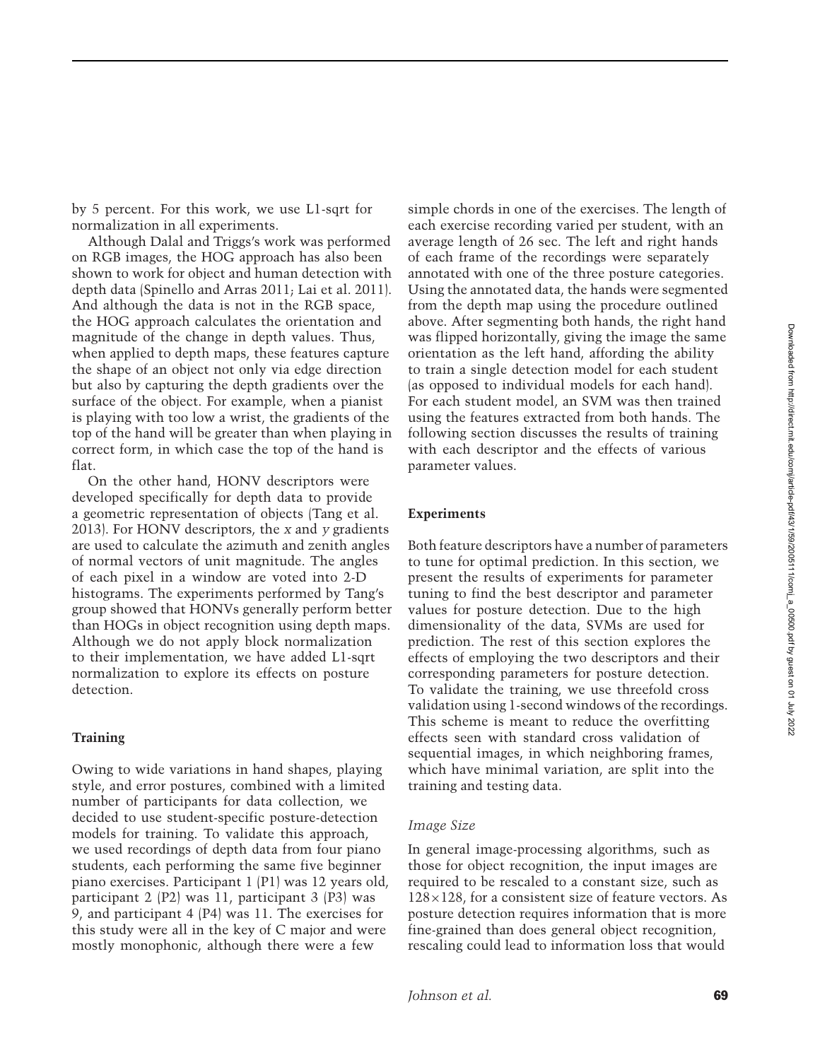by 5 percent. For this work, we use L1-sqrt for normalization in all experiments.

Although Dalal and Triggs's work was performed on RGB images, the HOG approach has also been shown to work for object and human detection with depth data (Spinello and Arras 2011; Lai et al. 2011). And although the data is not in the RGB space, the HOG approach calculates the orientation and magnitude of the change in depth values. Thus, when applied to depth maps, these features capture the shape of an object not only via edge direction but also by capturing the depth gradients over the surface of the object. For example, when a pianist is playing with too low a wrist, the gradients of the top of the hand will be greater than when playing in correct form, in which case the top of the hand is flat.

On the other hand, HONV descriptors were developed specifically for depth data to provide a geometric representation of objects (Tang et al. 2013). For HONV descriptors, the $x$ and $y$ gradients are used to calculate the azimuth and zenith angles of normal vectors of unit magnitude. The angles of each pixel in a window are voted into 2-D histograms. The experiments performed by Tang's group showed that HONVs generally perform better than HOGs in object recognition using depth maps. Although we do not apply block normalization to their implementation, we have added L1-sqrt normalization to explore its effects on posture detection.

### Training

Owing to wide variations in hand shapes, playing style, and error postures, combined with a limited number of participants for data collection, we decided to use student-specific posture-detection models for training. To validate this approach, we used recordings of depth data from four piano students, each performing the same five beginner piano exercises. Participant 1 (P1) was 12 years old, participant 2 (P2) was 11, participant 3 (P3) was 9, and participant 4 (P4) was 11. The exercises for this study were all in the key of C major and were mostly monophonic, although there were a few simple chords in one of the exercises. The length of each exercise recording varied per student, with an average length of 26 sec. The left and right hands of each frame of the recordings were separately annotated with one of the three posture categories. Using the annotated data, the hands were segmented from the depth map using the procedure outlined above. After segmenting both hands, the right hand was flipped horizontally, giving the image the same orientation as the left hand, affording the ability to train a single detection model for each student (as opposed to individual models for each hand). For each student model, an SVM was then trained using the features extracted from both hands. The following section discusses the results of training with each descriptor and the effects of various parameter values.

### Experiments

Both feature descriptors have a number of parameters to tune for optimal prediction. In this section, we present the results of experiments for parameter tuning to find the best descriptor and parameter values for posture detection. Due to the high dimensionality of the data, SVMs are used for prediction. The rest of this section explores the effects of employing the two descriptors and their corresponding parameters for posture detection. To validate the training, we use threefold cross validation using 1-second windows of the recordings. This scheme is meant to reduce the overfitting effects seen with standard cross validation of sequential images, in which neighboring frames, which have minimal variation, are split into the training and testing data.

#### *Image Size*

In general image-processing algorithms, such as those for object recognition, the input images are required to be rescaled to a constant size, such as $128 \times 128$, for a consistent size of feature vectors. As posture detection requires information that is more fine-grained than does general object recognition, rescaling could lead to information loss that would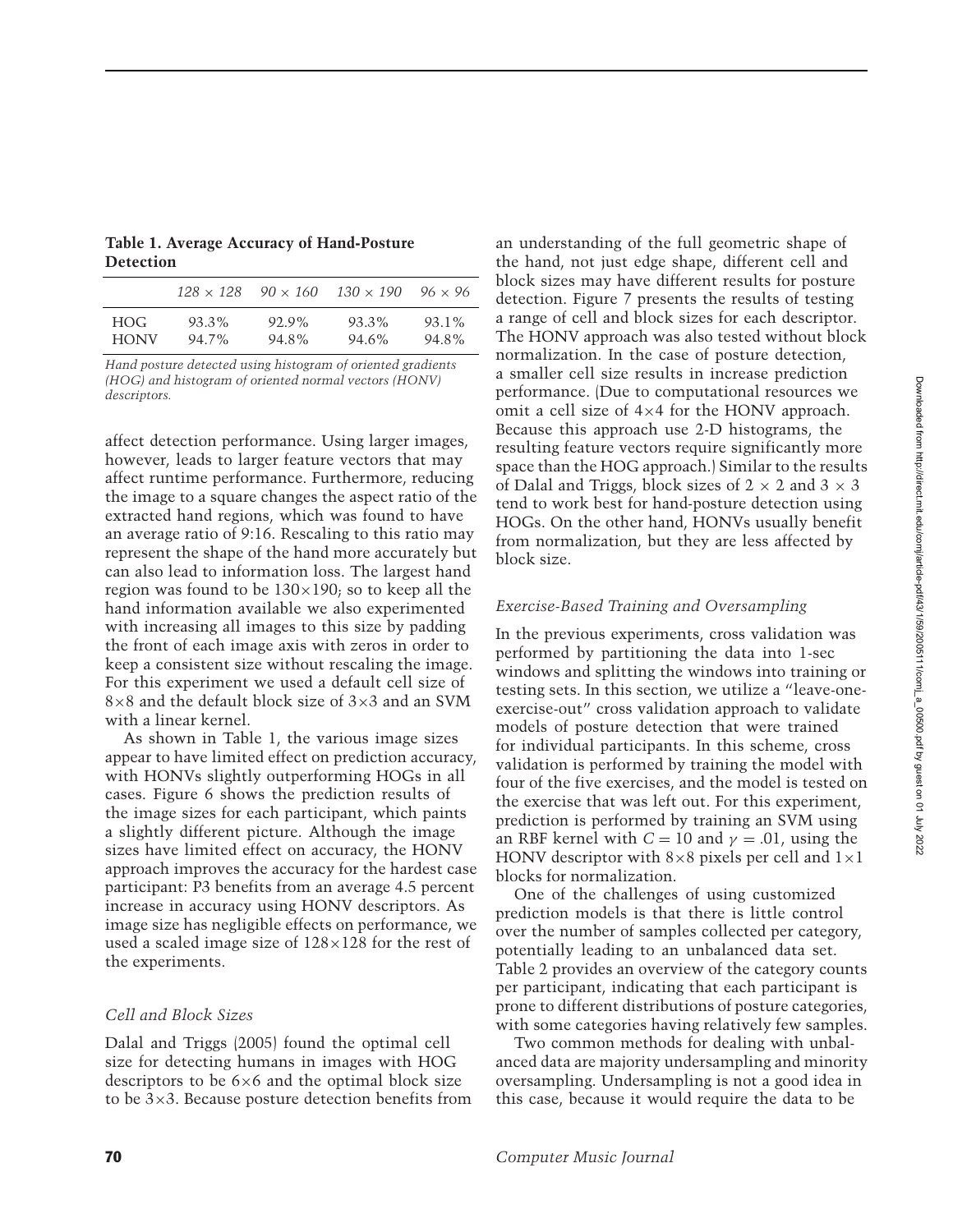**Table 1. Average Accuracy of Hand-Posture Detection**

| | $128 \times 128$ | $90 \times 160$ | $130 \times 190$ | $96 \times 96$ |
|---|---|---|---|---|
| HOG | 93.3% | 92.9% | 93.3% | 93.1% |
| HONV | 94.7% | 94.8% | 94.6% | 94.8% |

*Hand posture detected using histogram of oriented gradients (HOG) and histogram of oriented normal vectors (HONV) descriptors.*

affect detection performance. Using larger images, however, leads to larger feature vectors that may affect runtime performance. Furthermore, reducing the image to a square changes the aspect ratio of the extracted hand regions, which was found to have an average ratio of 9:16. Rescaling to this ratio may represent the shape of the hand more accurately but can also lead to information loss. The largest hand region was found to be $130\times190$; so to keep all the hand information available we also experimented with increasing all images to this size by padding the front of each image axis with zeros in order to keep a consistent size without rescaling the image. For this experiment we used a default cell size of $8\times8$ and the default block size of $3\times3$ and an SVM with a linear kernel.

As shown in Table 1, the various image sizes appear to have limited effect on prediction accuracy, with HONVs slightly outperforming HOGs in all cases. Figure 6 shows the prediction results of the image sizes for each participant, which paints a slightly different picture. Although the image sizes have limited effect on accuracy, the HONV approach improves the accuracy for the hardest case participant: P3 benefits from an average 4.5 percent increase in accuracy using HONV descriptors. As image size has negligible effects on performance, we used a scaled image size of $128\times128$ for the rest of the experiments.

### *Cell and Block Sizes*

Dalal and Triggs (2005) found the optimal cell size for detecting humans in images with HOG descriptors to be $6\times6$ and the optimal block size to be $3\times3$. Because posture detection benefits from an understanding of the full geometric shape of the hand, not just edge shape, different cell and block sizes may have different results for posture detection. Figure 7 presents the results of testing a range of cell and block sizes for each descriptor. The HONV approach was also tested without block normalization. In the case of posture detection, a smaller cell size results in increase prediction performance. (Due to computational resources we omit a cell size of $4\times4$ for the HONV approach. Because this approach use 2-D histograms, the resulting feature vectors require significantly more space than the HOG approach.) Similar to the results of Dalal and Triggs, block sizes of $2 \times 2$ and $3 \times 3$ tend to work best for hand-posture detection using HOGs. On the other hand, HONVs usually benefit from normalization, but they are less affected by block size.

### *Exercise-Based Training and Oversampling*

In the previous experiments, cross validation was performed by partitioning the data into 1-sec windows and splitting the windows into training or testing sets. In this section, we utilize a "leave-one-exercise-out" cross validation approach to validate models of posture detection that were trained for individual participants. In this scheme, cross validation is performed by training the model with four of the five exercises, and the model is tested on the exercise that was left out. For this experiment, prediction is performed by training an SVM using an RBF kernel with $C = 10$ and $\gamma = .01$, using the HONV descriptor with $8\times8$ pixels per cell and $1\times1$ blocks for normalization.

One of the challenges of using customized prediction models is that there is little control over the number of samples collected per category, potentially leading to an unbalanced data set. Table 2 provides an overview of the category counts per participant, indicating that each participant is prone to different distributions of posture categories, with some categories having relatively few samples.

Two common methods for dealing with unbalanced data are majority undersampling and minority oversampling. Undersampling is not a good idea in this case, because it would require the data to be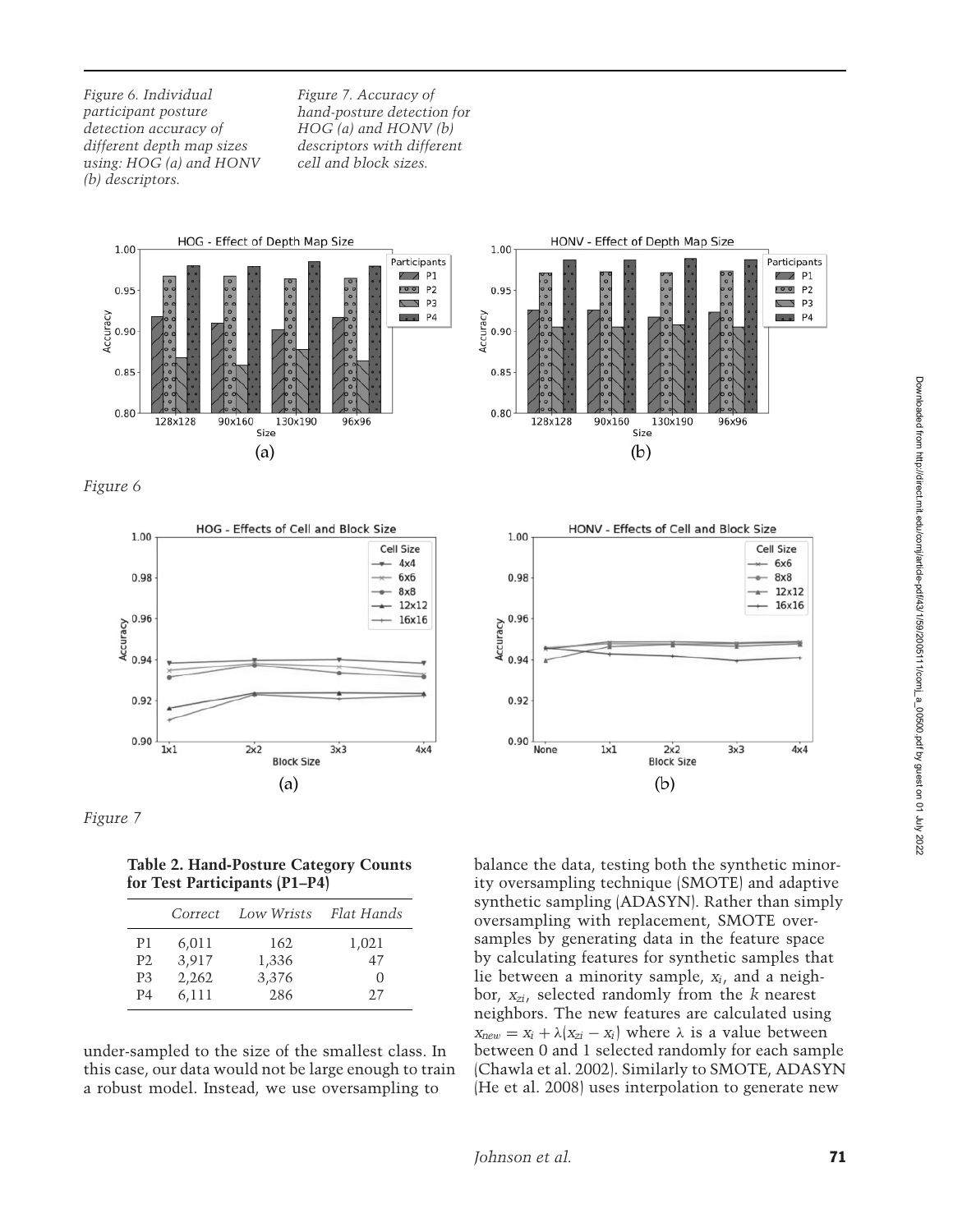*Figure 6. Individual participant posture detection accuracy of different depth map sizes using: HOG (a) and HONV (b) descriptors.*

*Figure 7. Accuracy of hand-posture detection for HOG (a) and HONV (b) descriptors with different cell and block sizes.*

*Figure 6*

*Figure 7*

**Table 2. Hand-Posture Category Counts for Test Participants (P1–P4)**

| | *Correct* | *Low Wrists* | *Flat Hands* |
|---|---|---|---|
| P1 | 6,011 | 162 | 1,021 |
| P2 | 3,917 | 1,336 | 47 |
| P3 | 2,262 | 3,376 | 0 |
| P4 | 6,111 | 286 | 27 |

under-sampled to the size of the smallest class. In this case, our data would not be large enough to train a robust model. Instead, we use oversampling to balance the data, testing both the synthetic minority oversampling technique (SMOTE) and adaptive synthetic sampling (ADASYN). Rather than simply oversampling with replacement, SMOTE oversamples by generating data in the feature space by calculating features for synthetic samples that lie between a minority sample, $x_i$, and a neighbor, $x_{zi}$, selected randomly from the $k$ nearest neighbors. The new features are calculated using $x_{new} = x_i + \lambda(x_{zi} - x_i)$ where $\lambda$ is a value between between 0 and 1 selected randomly for each sample (Chawla et al. 2002). Similarly to SMOTE, ADASYN (He et al. 2008) uses interpolation to generate new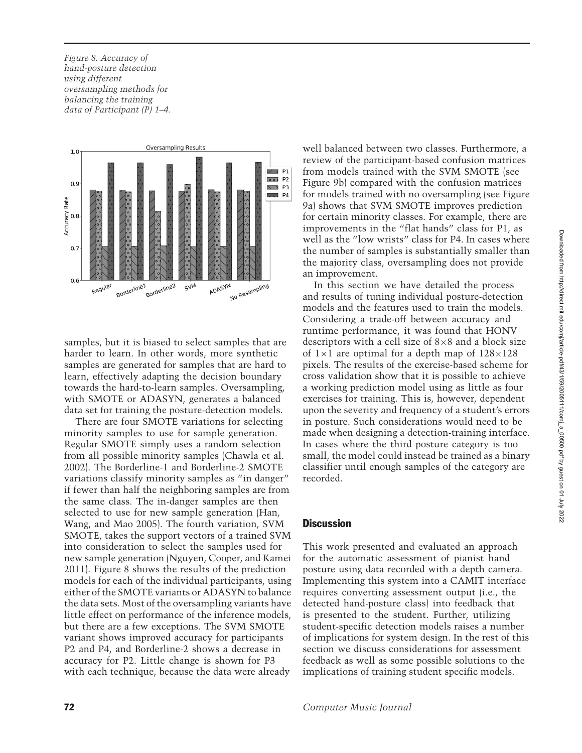*Figure 8. Accuracy of hand-posture detection using different oversampling methods for balancing the training data of Participant (P) 1–4.*

samples, but it is biased to select samples that are harder to learn. In other words, more synthetic samples are generated for samples that are hard to learn, effectively adapting the decision boundary towards the hard-to-learn samples. Oversampling, with SMOTE or ADASYN, generates a balanced data set for training the posture-detection models.

There are four SMOTE variations for selecting minority samples to use for sample generation. Regular SMOTE simply uses a random selection from all possible minority samples (Chawla et al. 2002). The Borderline-1 and Borderline-2 SMOTE variations classify minority samples as "in danger" if fewer than half the neighboring samples are from the same class. The in-danger samples are then selected to use for new sample generation (Han, Wang, and Mao 2005). The fourth variation, SVM SMOTE, takes the support vectors of a trained SVM into consideration to select the samples used for new sample generation (Nguyen, Cooper, and Kamei 2011). Figure 8 shows the results of the prediction models for each of the individual participants, using either of the SMOTE variants or ADASYN to balance the data sets. Most of the oversampling variants have little effect on performance of the inference models, but there are a few exceptions. The SVM SMOTE variant shows improved accuracy for participants P2 and P4, and Borderline-2 shows a decrease in accuracy for P2. Little change is shown for P3 with each technique, because the data were already well balanced between two classes. Furthermore, a review of the participant-based confusion matrices from models trained with the SVM SMOTE (see Figure 9b) compared with the confusion matrices for models trained with no oversampling (see Figure 9a) shows that SVM SMOTE improves prediction for certain minority classes. For example, there are improvements in the "flat hands" class for P1, as well as the "low wrists" class for P4. In cases where the number of samples is substantially smaller than the majority class, oversampling does not provide an improvement.

In this section we have detailed the process and results of tuning individual posture-detection models and the features used to train the models. Considering a trade-off between accuracy and runtime performance, it was found that HONV descriptors with a cell size of $8\times8$ and a block size of $1\times1$ are optimal for a depth map of $128\times128$ pixels. The results of the exercise-based scheme for cross validation show that it is possible to achieve a working prediction model using as little as four exercises for training. This is, however, dependent upon the severity and frequency of a student's errors in posture. Such considerations would need to be made when designing a detection-training interface. In cases where the third posture category is too small, the model could instead be trained as a binary classifier until enough samples of the category are recorded.

## Discussion

This work presented and evaluated an approach for the automatic assessment of pianist hand posture using data recorded with a depth camera. Implementing this system into a CAMIT interface requires converting assessment output (i.e., the detected hand-posture class) into feedback that is presented to the student. Further, utilizing student-specific detection models raises a number of implications for system design. In the rest of this section we discuss considerations for assessment feedback as well as some possible solutions to the implications of training student specific models.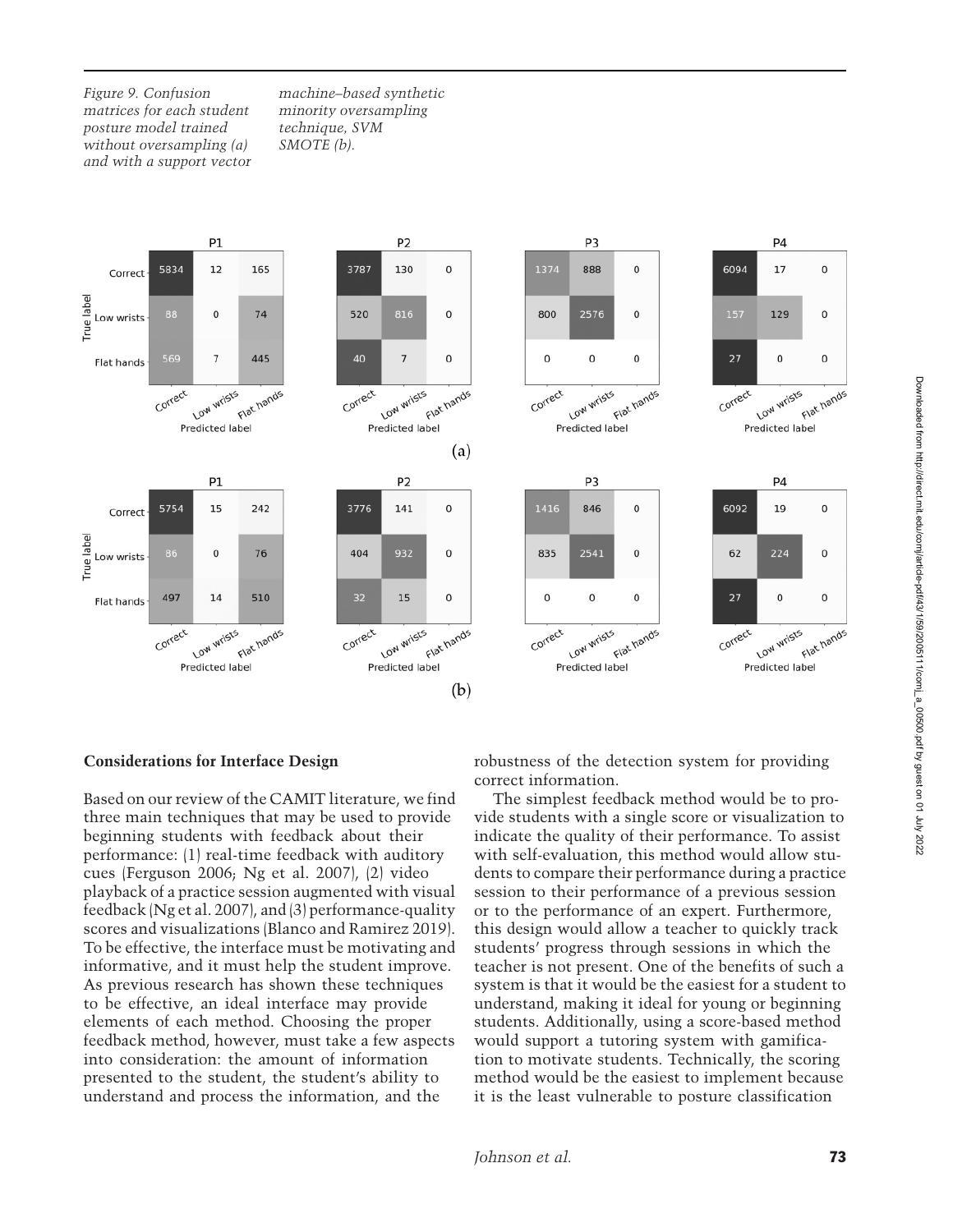*Figure 9. Confusion matrices for each student posture model trained without oversampling (a) and with a support vector machine–based synthetic minority oversampling technique, SVM SMOTE (b).*

(a)

**P1**

| True label \ Predicted label | Correct | Low wrists | Flat hands |
|---|---|---|---|
| Correct | 5834 | 12 | 165 |
| Low wrists | 88 | 0 | 74 |
| Flat hands | 569 | 7 | 445 |

**P2**

| True label \ Predicted label | Correct | Low wrists | Flat hands |
|---|---|---|---|
| Correct | 3787 | 130 | 0 |
| Low wrists | 520 | 816 | 0 |
| Flat hands | 40 | 7 | 0 |

**P3**

| True label \ Predicted label | Correct | Low wrists | Flat hands |
|---|---|---|---|
| Correct | 1374 | 888 | 0 |
| Low wrists | 800 | 2576 | 0 |
| Flat hands | 0 | 0 | 0 |

**P4**

| True label \ Predicted label | Correct | Low wrists | Flat hands |
|---|---|---|---|
| Correct | 6094 | 17 | 0 |
| Low wrists | 157 | 129 | 0 |
| Flat hands | 27 | 0 | 0 |

(b)

**P1**

| True label \ Predicted label | Correct | Low wrists | Flat hands |
|---|---|---|---|
| Correct | 5754 | 15 | 242 |
| Low wrists | 86 | 0 | 76 |
| Flat hands | 497 | 14 | 510 |

**P2**

| True label \ Predicted label | Correct | Low wrists | Flat hands |
|---|---|---|---|
| Correct | 3776 | 141 | 0 |
| Low wrists | 404 | 932 | 0 |
| Flat hands | 32 | 15 | 0 |

**P3**

| True label \ Predicted label | Correct | Low wrists | Flat hands |
|---|---|---|---|
| Correct | 1416 | 846 | 0 |
| Low wrists | 835 | 2541 | 0 |
| Flat hands | 0 | 0 | 0 |

**P4**

| True label \ Predicted label | Correct | Low wrists | Flat hands |
|---|---|---|---|
| Correct | 6092 | 19 | 0 |
| Low wrists | 62 | 224 | 0 |
| Flat hands | 27 | 0 | 0 |

## Considerations for Interface Design

Based on our review of the CAMIT literature, we find three main techniques that may be used to provide beginning students with feedback about their performance: (1) real-time feedback with auditory cues (Ferguson 2006; Ng et al. 2007), (2) video playback of a practice session augmented with visual feedback (Ng et al. 2007), and (3) performance-quality scores and visualizations (Blanco and Ramirez 2019). To be effective, the interface must be motivating and informative, and it must help the student improve. As previous research has shown these techniques to be effective, an ideal interface may provide elements of each method. Choosing the proper feedback method, however, must take a few aspects into consideration: the amount of information presented to the student, the student's ability to understand and process the information, and the robustness of the detection system for providing correct information.

The simplest feedback method would be to provide students with a single score or visualization to indicate the quality of their performance. To assist with self-evaluation, this method would allow students to compare their performance during a practice session to their performance of a previous session or to the performance of an expert. Furthermore, this design would allow a teacher to quickly track students' progress through sessions in which the teacher is not present. One of the benefits of such a system is that it would be the easiest for a student to understand, making it ideal for young or beginning students. Additionally, using a score-based method would support a tutoring system with gamification to motivate students. Technically, the scoring method would be the easiest to implement because it is the least vulnerable to posture classification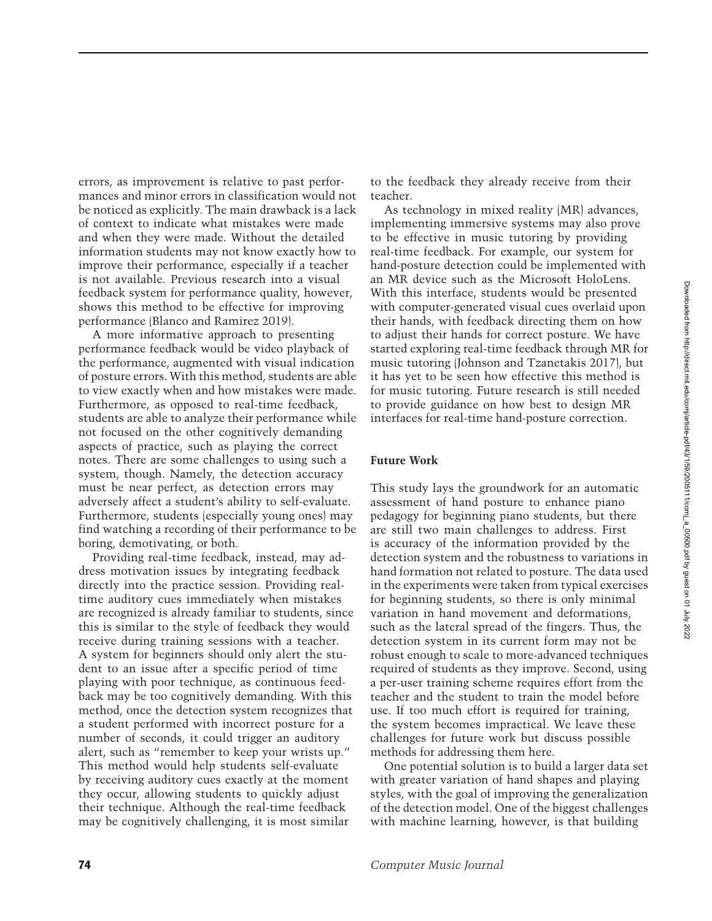errors, as improvement is relative to past performances and minor errors in classification would not be noticed as explicitly. The main drawback is a lack of context to indicate what mistakes were made and when they were made. Without the detailed information students may not know exactly how to improve their performance, especially if a teacher is not available. Previous research into a visual feedback system for performance quality, however, shows this method to be effective for improving performance (Blanco and Ramirez 2019).

A more informative approach to presenting performance feedback would be video playback of the performance, augmented with visual indication of posture errors. With this method, students are able to view exactly when and how mistakes were made. Furthermore, as opposed to real-time feedback, students are able to analyze their performance while not focused on the other cognitively demanding aspects of practice, such as playing the correct notes. There are some challenges to using such a system, though. Namely, the detection accuracy must be near perfect, as detection errors may adversely affect a student's ability to self-evaluate. Furthermore, students (especially young ones) may find watching a recording of their performance to be boring, demotivating, or both.

Providing real-time feedback, instead, may address motivation issues by integrating feedback directly into the practice session. Providing real-time auditory cues immediately when mistakes are recognized is already familiar to students, since this is similar to the style of feedback they would receive during training sessions with a teacher. A system for beginners should only alert the student to an issue after a specific period of time playing with poor technique, as continuous feedback may be too cognitively demanding. With this method, once the detection system recognizes that a student performed with incorrect posture for a number of seconds, it could trigger an auditory alert, such as "remember to keep your wrists up." This method would help students self-evaluate by receiving auditory cues exactly at the moment they occur, allowing students to quickly adjust their technique. Although the real-time feedback may be cognitively challenging, it is most similar to the feedback they already receive from their teacher.

As technology in mixed reality (MR) advances, implementing immersive systems may also prove to be effective in music tutoring by providing real-time feedback. For example, our system for hand-posture detection could be implemented with an MR device such as the Microsoft HoloLens. With this interface, students would be presented with computer-generated visual cues overlaid upon their hands, with feedback directing them on how to adjust their hands for correct posture. We have started exploring real-time feedback through MR for music tutoring (Johnson and Tzanetakis 2017), but it has yet to be seen how effective this method is for music tutoring. Future research is still needed to provide guidance on how best to design MR interfaces for real-time hand-posture correction.

## Future Work

This study lays the groundwork for an automatic assessment of hand posture to enhance piano pedagogy for beginning piano students, but there are still two main challenges to address. First is accuracy of the information provided by the detection system and the robustness to variations in hand formation not related to posture. The data used in the experiments were taken from typical exercises for beginning students, so there is only minimal variation in hand movement and deformations, such as the lateral spread of the fingers. Thus, the detection system in its current form may not be robust enough to scale to more-advanced techniques required of students as they improve. Second, using a per-user training scheme requires effort from the teacher and the student to train the model before use. If too much effort is required for training, the system becomes impractical. We leave these challenges for future work but discuss possible methods for addressing them here.

One potential solution is to build a larger data set with greater variation of hand shapes and playing styles, with the goal of improving the generalization of the detection model. One of the biggest challenges with machine learning, however, is that building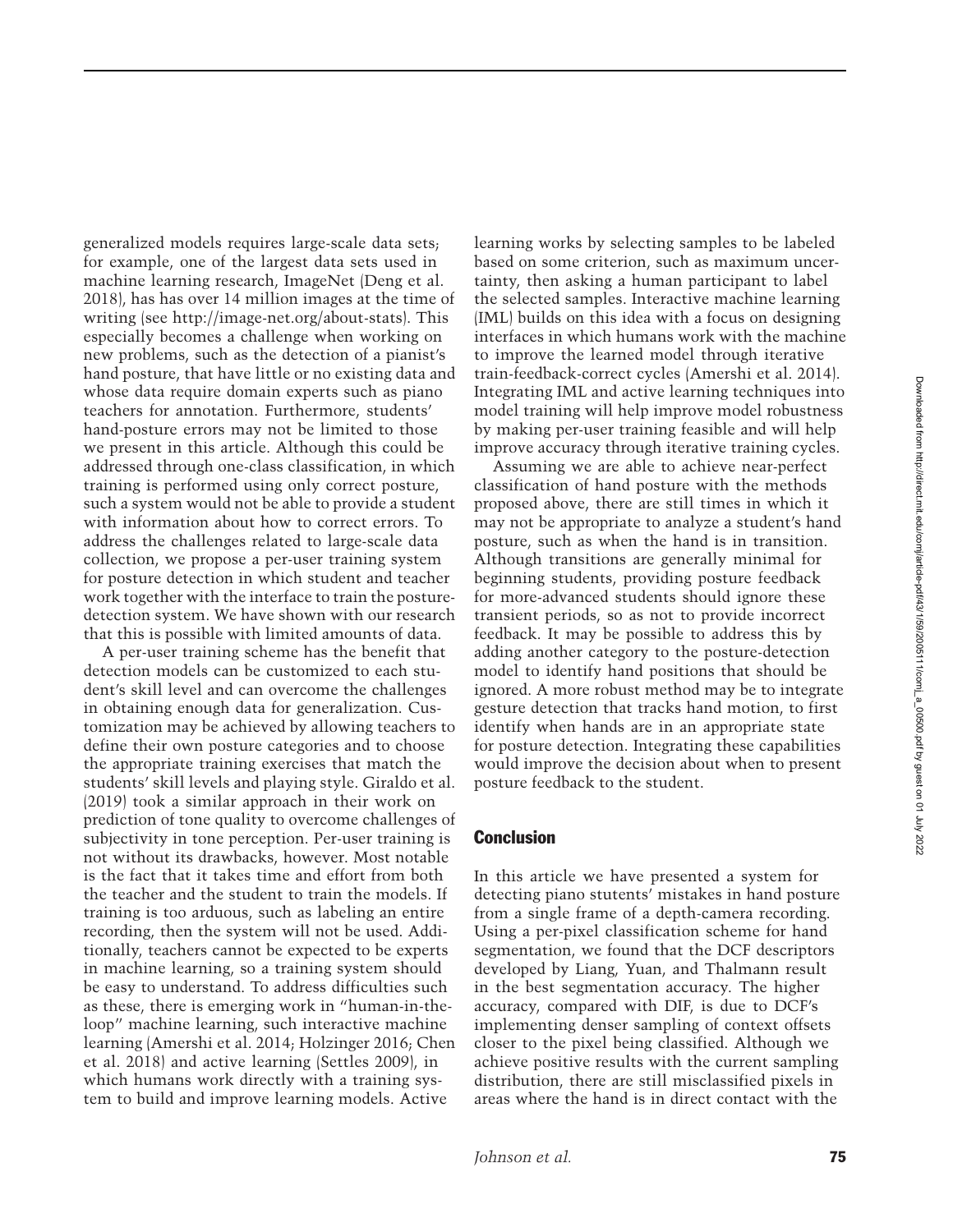generalized models requires large-scale data sets; for example, one of the largest data sets used in machine learning research, ImageNet (Deng et al. 2018), has has over 14 million images at the time of writing (see http://image-net.org/about-stats). This especially becomes a challenge when working on new problems, such as the detection of a pianist's hand posture, that have little or no existing data and whose data require domain experts such as piano teachers for annotation. Furthermore, students' hand-posture errors may not be limited to those we present in this article. Although this could be addressed through one-class classification, in which training is performed using only correct posture, such a system would not be able to provide a student with information about how to correct errors. To address the challenges related to large-scale data collection, we propose a per-user training system for posture detection in which student and teacher work together with the interface to train the posture-detection system. We have shown with our research that this is possible with limited amounts of data.

A per-user training scheme has the benefit that detection models can be customized to each student's skill level and can overcome the challenges in obtaining enough data for generalization. Customization may be achieved by allowing teachers to define their own posture categories and to choose the appropriate training exercises that match the students' skill levels and playing style. Giraldo et al. (2019) took a similar approach in their work on prediction of tone quality to overcome challenges of subjectivity in tone perception. Per-user training is not without its drawbacks, however. Most notable is the fact that it takes time and effort from both the teacher and the student to train the models. If training is too arduous, such as labeling an entire recording, then the system will not be used. Additionally, teachers cannot be expected to be experts in machine learning, so a training system should be easy to understand. To address difficulties such as these, there is emerging work in "human-in-the-loop" machine learning, such interactive machine learning (Amershi et al. 2014; Holzinger 2016; Chen et al. 2018) and active learning (Settles 2009), in which humans work directly with a training system to build and improve learning models. Active learning works by selecting samples to be labeled based on some criterion, such as maximum uncertainty, then asking a human participant to label the selected samples. Interactive machine learning (IML) builds on this idea with a focus on designing interfaces in which humans work with the machine to improve the learned model through iterative train-feedback-correct cycles (Amershi et al. 2014). Integrating IML and active learning techniques into model training will help improve model robustness by making per-user training feasible and will help improve accuracy through iterative training cycles.

Assuming we are able to achieve near-perfect classification of hand posture with the methods proposed above, there are still times in which it may not be appropriate to analyze a student's hand posture, such as when the hand is in transition. Although transitions are generally minimal for beginning students, providing posture feedback for more-advanced students should ignore these transient periods, so as not to provide incorrect feedback. It may be possible to address this by adding another category to the posture-detection model to identify hand positions that should be ignored. A more robust method may be to integrate gesture detection that tracks hand motion, to first identify when hands are in an appropriate state for posture detection. Integrating these capabilities would improve the decision about when to present posture feedback to the student.

## Conclusion

In this article we have presented a system for detecting piano stutents' mistakes in hand posture from a single frame of a depth-camera recording. Using a per-pixel classification scheme for hand segmentation, we found that the DCF descriptors developed by Liang, Yuan, and Thalmann result in the best segmentation accuracy. The higher accuracy, compared with DIF, is due to DCF's implementing denser sampling of context offsets closer to the pixel being classified. Although we achieve positive results with the current sampling distribution, there are still misclassified pixels in areas where the hand is in direct contact with the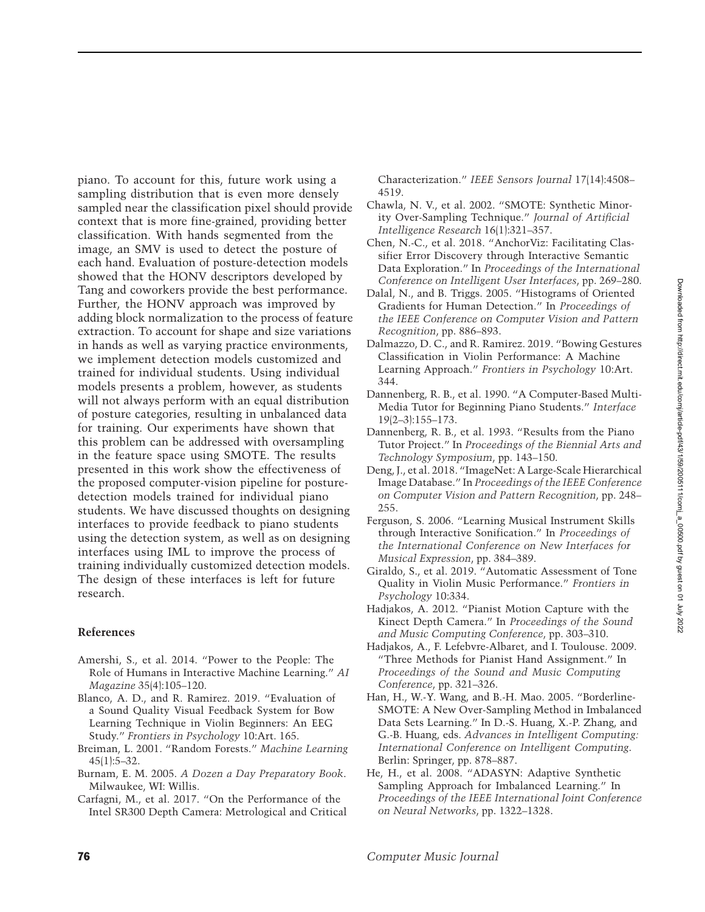piano. To account for this, future work using a sampling distribution that is even more densely sampled near the classification pixel should provide context that is more fine-grained, providing better classification. With hands segmented from the image, an SMV is used to detect the posture of each hand. Evaluation of posture-detection models showed that the HONV descriptors developed by Tang and coworkers provide the best performance. Further, the HONV approach was improved by adding block normalization to the process of feature extraction. To account for shape and size variations in hands as well as varying practice environments, we implement detection models customized and trained for individual students. Using individual models presents a problem, however, as students will not always perform with an equal distribution of posture categories, resulting in unbalanced data for training. Our experiments have shown that this problem can be addressed with oversampling in the feature space using SMOTE. The results presented in this work show the effectiveness of the proposed computer-vision pipeline for posture-detection models trained for individual piano students. We have discussed thoughts on designing interfaces to provide feedback to piano students using the detection system, as well as on designing interfaces using IML to improve the process of training individually customized detection models. The design of these interfaces is left for future research.

## References

Amershi, S., et al. 2014. "Power to the People: The Role of Humans in Interactive Machine Learning." *AI Magazine* 35(4):105–120.

Blanco, A. D., and R. Ramirez. 2019. "Evaluation of a Sound Quality Visual Feedback System for Bow Learning Technique in Violin Beginners: An EEG Study." *Frontiers in Psychology* 10:Art. 165.

Breiman, L. 2001. "Random Forests." *Machine Learning* 45(1):5–32.

Burnam, E. M. 2005. *A Dozen a Day Preparatory Book*. Milwaukee, WI: Willis.

Carfagni, M., et al. 2017. "On the Performance of the Intel SR300 Depth Camera: Metrological and Critical Characterization." *IEEE Sensors Journal* 17(14):4508–4519.

Chawla, N. V., et al. 2002. "SMOTE: Synthetic Minority Over-Sampling Technique." *Journal of Artificial Intelligence Research* 16(1):321–357.

Chen, N.-C., et al. 2018. "AnchorViz: Facilitating Classifier Error Discovery through Interactive Semantic Data Exploration." In *Proceedings of the International Conference on Intelligent User Interfaces*, pp. 269–280.

Dalal, N., and B. Triggs. 2005. "Histograms of Oriented Gradients for Human Detection." In *Proceedings of the IEEE Conference on Computer Vision and Pattern Recognition*, pp. 886–893.

Dalmazzo, D. C., and R. Ramirez. 2019. "Bowing Gestures Classification in Violin Performance: A Machine Learning Approach." *Frontiers in Psychology* 10:Art. 344.

Dannenberg, R. B., et al. 1990. "A Computer-Based Multi-Media Tutor for Beginning Piano Students." *Interface* 19(2–3):155–173.

Dannenberg, R. B., et al. 1993. "Results from the Piano Tutor Project." In *Proceedings of the Biennial Arts and Technology Symposium*, pp. 143–150.

Deng, J., et al. 2018. "ImageNet: A Large-Scale Hierarchical Image Database." In *Proceedings of the IEEE Conference on Computer Vision and Pattern Recognition*, pp. 248–255.

Ferguson, S. 2006. "Learning Musical Instrument Skills through Interactive Sonification." In *Proceedings of the International Conference on New Interfaces for Musical Expression*, pp. 384–389.

Giraldo, S., et al. 2019. "Automatic Assessment of Tone Quality in Violin Music Performance." *Frontiers in Psychology* 10:334.

Hadjakos, A. 2012. "Pianist Motion Capture with the Kinect Depth Camera." In *Proceedings of the Sound and Music Computing Conference*, pp. 303–310.

Hadjakos, A., F. Lefebvre-Albaret, and I. Toulouse. 2009. "Three Methods for Pianist Hand Assignment." In *Proceedings of the Sound and Music Computing Conference*, pp. 321–326.

Han, H., W.-Y. Wang, and B.-H. Mao. 2005. "Borderline-SMOTE: A New Over-Sampling Method in Imbalanced Data Sets Learning." In D.-S. Huang, X.-P. Zhang, and G.-B. Huang, eds. *Advances in Intelligent Computing: International Conference on Intelligent Computing*. Berlin: Springer, pp. 878–887.

He, H., et al. 2008. "ADASYN: Adaptive Synthetic Sampling Approach for Imbalanced Learning." In *Proceedings of the IEEE International Joint Conference on Neural Networks*, pp. 1322–1328.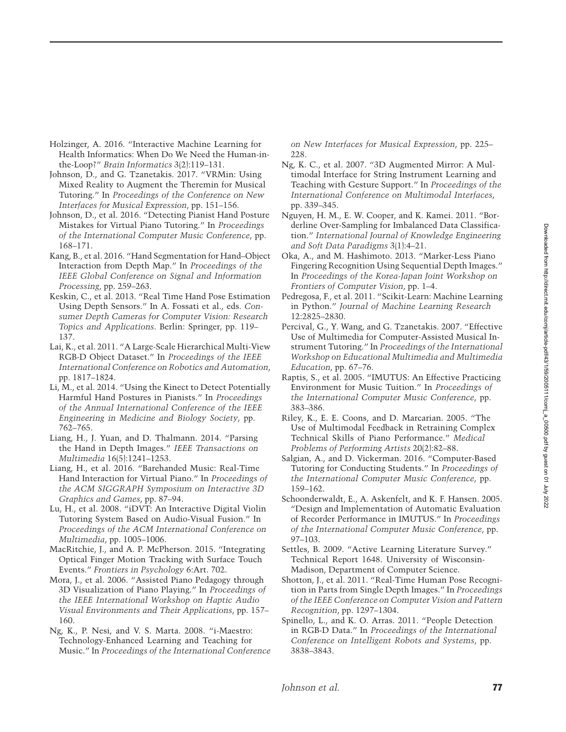Holzinger, A. 2016. "Interactive Machine Learning for Health Informatics: When Do We Need the Human-in-the-Loop?" *Brain Informatics* 3(2):119–131.

Johnson, D., and G. Tzanetakis. 2017. "VRMin: Using Mixed Reality to Augment the Theremin for Musical Tutoring." In *Proceedings of the Conference on New Interfaces for Musical Expression*, pp. 151–156.

Johnson, D., et al. 2016. "Detecting Pianist Hand Posture Mistakes for Virtual Piano Tutoring." In *Proceedings of the International Computer Music Conference*, pp. 168–171.

Kang, B., et al. 2016. "Hand Segmentation for Hand–Object Interaction from Depth Map." In *Proceedings of the IEEE Global Conference on Signal and Information Processing*, pp. 259–263.

Keskin, C., et al. 2013. "Real Time Hand Pose Estimation Using Depth Sensors." In A. Fossati et al., eds. *Consumer Depth Cameras for Computer Vision: Research Topics and Applications*. Berlin: Springer, pp. 119–137.

Lai, K., et al. 2011. "A Large-Scale Hierarchical Multi-View RGB-D Object Dataset." In *Proceedings of the IEEE International Conference on Robotics and Automation*, pp. 1817–1824.

Li, M., et al. 2014. "Using the Kinect to Detect Potentially Harmful Hand Postures in Pianists." In *Proceedings of the Annual International Conference of the IEEE Engineering in Medicine and Biology Society*, pp. 762–765.

Liang, H., J. Yuan, and D. Thalmann. 2014. "Parsing the Hand in Depth Images." *IEEE Transactions on Multimedia* 16(5):1241–1253.

Liang, H., et al. 2016. "Barehanded Music: Real-Time Hand Interaction for Virtual Piano." In *Proceedings of the ACM SIGGRAPH Symposium on Interactive 3D Graphics and Games*, pp. 87–94.

Lu, H., et al. 2008. "iDVT: An Interactive Digital Violin Tutoring System Based on Audio-Visual Fusion." In *Proceedings of the ACM International Conference on Multimedia*, pp. 1005–1006.

MacRitchie, J., and A. P. McPherson. 2015. "Integrating Optical Finger Motion Tracking with Surface Touch Events." *Frontiers in Psychology* 6:Art. 702.

Mora, J., et al. 2006. "Assisted Piano Pedagogy through 3D Visualization of Piano Playing." In *Proceedings of the IEEE International Workshop on Haptic Audio Visual Environments and Their Applications*, pp. 157–160.

Ng, K., P. Nesi, and V. S. Marta. 2008. "i-Maestro: Technology-Enhanced Learning and Teaching for Music." In *Proceedings of the International Conference on New Interfaces for Musical Expression*, pp. 225–228.

Ng, K. C., et al. 2007. "3D Augmented Mirror: A Multimodal Interface for String Instrument Learning and Teaching with Gesture Support." In *Proceedings of the International Conference on Multimodal Interfaces*, pp. 339–345.

Nguyen, H. M., E. W. Cooper, and K. Kamei. 2011. "Borderline Over-Sampling for Imbalanced Data Classification." *International Journal of Knowledge Engineering and Soft Data Paradigms* 3(1):4–21.

Oka, A., and M. Hashimoto. 2013. "Marker-Less Piano Fingering Recognition Using Sequential Depth Images." In *Proceedings of the Korea-Japan Joint Workshop on Frontiers of Computer Vision*, pp. 1–4.

Pedregosa, F., et al. 2011. "Scikit-Learn: Machine Learning in Python." *Journal of Machine Learning Research* 12:2825–2830.

Percival, G., Y. Wang, and G. Tzanetakis. 2007. "Effective Use of Multimedia for Computer-Assisted Musical Instrument Tutoring." In *Proceedings of the International Workshop on Educational Multimedia and Multimedia Education*, pp. 67–76.

Raptis, S., et al. 2005. "IMUTUS: An Effective Practicing Environment for Music Tuition." In *Proceedings of the International Computer Music Conference*, pp. 383–386.

Riley, K., E. E. Coons, and D. Marcarian. 2005. "The Use of Multimodal Feedback in Retraining Complex Technical Skills of Piano Performance." *Medical Problems of Performing Artists* 20(2):82–88.

Salgian, A., and D. Vickerman. 2016. "Computer-Based Tutoring for Conducting Students." In *Proceedings of the International Computer Music Conference*, pp. 159–162.

Schoonderwaldt, E., A. Askenfelt, and K. F. Hansen. 2005. "Design and Implementation of Automatic Evaluation of Recorder Performance in IMUTUS." In *Proceedings of the International Computer Music Conference*, pp. 97–103.

Settles, B. 2009. "Active Learning Literature Survey." Technical Report 1648. University of Wisconsin-Madison, Department of Computer Science.

Shotton, J., et al. 2011. "Real-Time Human Pose Recognition in Parts from Single Depth Images." In *Proceedings of the IEEE Conference on Computer Vision and Pattern Recognition*, pp. 1297–1304.

Spinello, L., and K. O. Arras. 2011. "People Detection in RGB-D Data." In *Proceedings of the International Conference on Intelligent Robots and Systems*, pp. 3838–3843.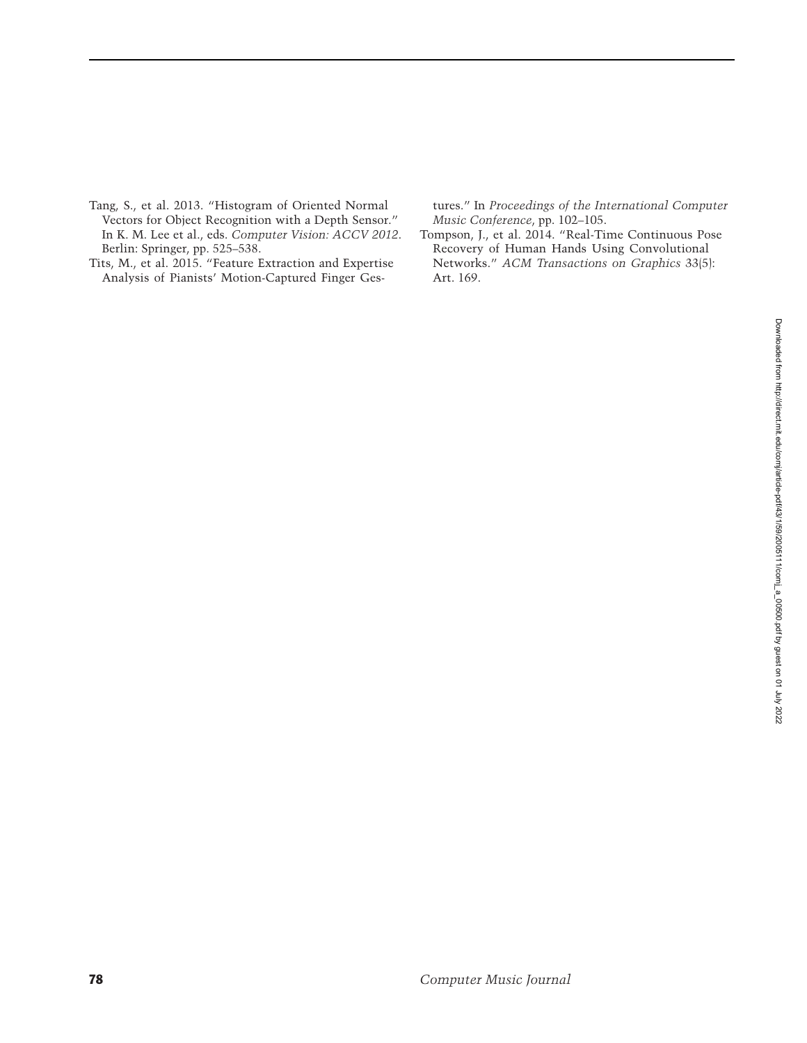Tang, S., et al. 2013. "Histogram of Oriented Normal Vectors for Object Recognition with a Depth Sensor." In K. M. Lee et al., eds. *Computer Vision: ACCV 2012.* Berlin: Springer, pp. 525–538.

Tits, M., et al. 2015. "Feature Extraction and Expertise Analysis of Pianists' Motion-Captured Finger Gestures." In *Proceedings of the International Computer Music Conference*, pp. 102–105.

Tompson, J., et al. 2014. "Real-Time Continuous Pose Recovery of Human Hands Using Convolutional Networks." *ACM Transactions on Graphics* 33(5): Art. 169.